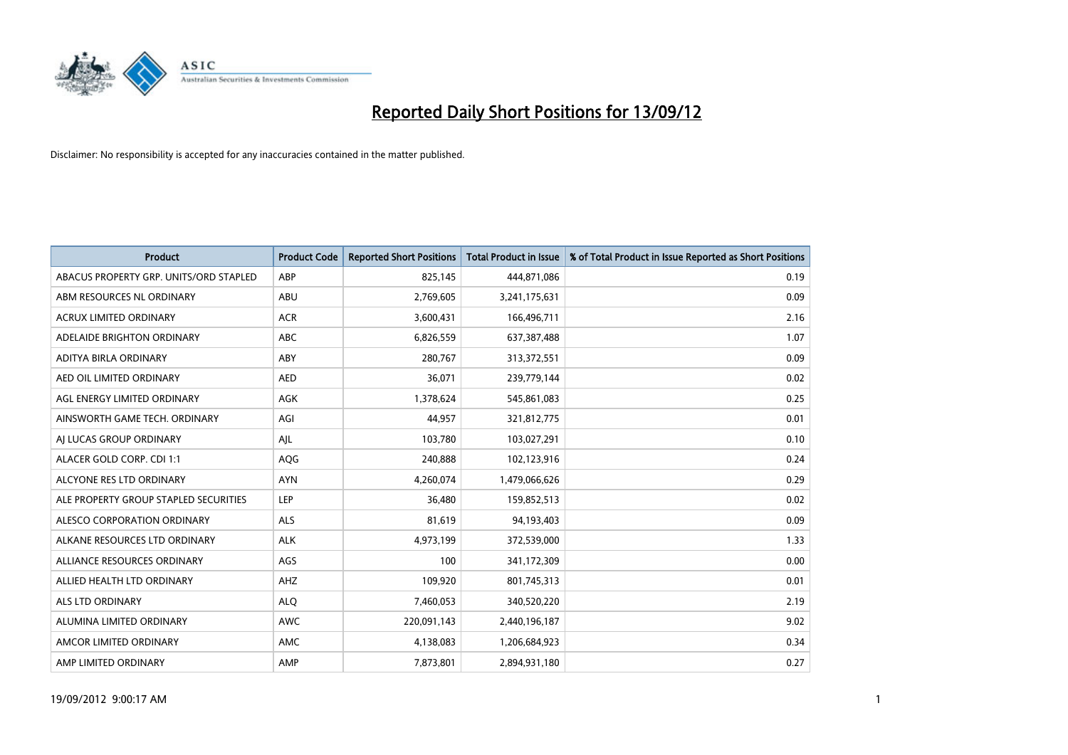# Reported Daily Short Positions for 13/09/12

Disclaimer: No responsibility is accepted for any inaccuracies contained in the matter published.

| Product | Product Code | Reported Short Positions | Total Product in Issue | % of Total Product in Issue Reported as Short Positions |
|---|---|---|---|---|
| ABACUS PROPERTY GRP. UNITS/ORD STAPLED | ABP | 825,145 | 444,871,086 | 0.19 |
| ABM RESOURCES NL ORDINARY | ABU | 2,769,605 | 3,241,175,631 | 0.09 |
| ACRUX LIMITED ORDINARY | ACR | 3,600,431 | 166,496,711 | 2.16 |
| ADELAIDE BRIGHTON ORDINARY | ABC | 6,826,559 | 637,387,488 | 1.07 |
| ADITYA BIRLA ORDINARY | ABY | 280,767 | 313,372,551 | 0.09 |
| AED OIL LIMITED ORDINARY | AED | 36,071 | 239,779,144 | 0.02 |
| AGL ENERGY LIMITED ORDINARY | AGK | 1,378,624 | 545,861,083 | 0.25 |
| AINSWORTH GAME TECH. ORDINARY | AGI | 44,957 | 321,812,775 | 0.01 |
| AJ LUCAS GROUP ORDINARY | AJL | 103,780 | 103,027,291 | 0.10 |
| ALACER GOLD CORP. CDI 1:1 | AQG | 240,888 | 102,123,916 | 0.24 |
| ALCYONE RES LTD ORDINARY | AYN | 4,260,074 | 1,479,066,626 | 0.29 |
| ALE PROPERTY GROUP STAPLED SECURITIES | LEP | 36,480 | 159,852,513 | 0.02 |
| ALESCO CORPORATION ORDINARY | ALS | 81,619 | 94,193,403 | 0.09 |
| ALKANE RESOURCES LTD ORDINARY | ALK | 4,973,199 | 372,539,000 | 1.33 |
| ALLIANCE RESOURCES ORDINARY | AGS | 100 | 341,172,309 | 0.00 |
| ALLIED HEALTH LTD ORDINARY | AHZ | 109,920 | 801,745,313 | 0.01 |
| ALS LTD ORDINARY | ALQ | 7,460,053 | 340,520,220 | 2.19 |
| ALUMINA LIMITED ORDINARY | AWC | 220,091,143 | 2,440,196,187 | 9.02 |
| AMCOR LIMITED ORDINARY | AMC | 4,138,083 | 1,206,684,923 | 0.34 |
| AMP LIMITED ORDINARY | AMP | 7,873,801 | 2,894,931,180 | 0.27 |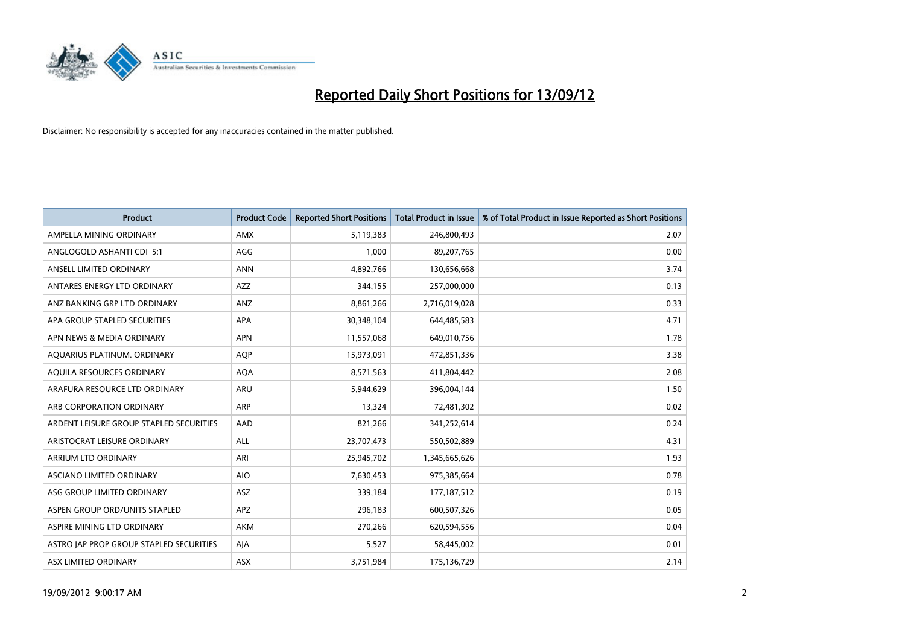# Reported Daily Short Positions for 13/09/12

Disclaimer: No responsibility is accepted for any inaccuracies contained in the matter published.

| Product | Product Code | Reported Short Positions | Total Product in Issue | % of Total Product in Issue Reported as Short Positions |
|---|---|---|---|---|
| AMPELLA MINING ORDINARY | AMX | 5,119,383 | 246,800,493 | 2.07 |
| ANGLOGOLD ASHANTI CDI 5:1 | AGG | 1,000 | 89,207,765 | 0.00 |
| ANSELL LIMITED ORDINARY | ANN | 4,892,766 | 130,656,668 | 3.74 |
| ANTARES ENERGY LTD ORDINARY | AZZ | 344,155 | 257,000,000 | 0.13 |
| ANZ BANKING GRP LTD ORDINARY | ANZ | 8,861,266 | 2,716,019,028 | 0.33 |
| APA GROUP STAPLED SECURITIES | APA | 30,348,104 | 644,485,583 | 4.71 |
| APN NEWS & MEDIA ORDINARY | APN | 11,557,068 | 649,010,756 | 1.78 |
| AQUARIUS PLATINUM. ORDINARY | AQP | 15,973,091 | 472,851,336 | 3.38 |
| AQUILA RESOURCES ORDINARY | AQA | 8,571,563 | 411,804,442 | 2.08 |
| ARAFURA RESOURCE LTD ORDINARY | ARU | 5,944,629 | 396,004,144 | 1.50 |
| ARB CORPORATION ORDINARY | ARP | 13,324 | 72,481,302 | 0.02 |
| ARDENT LEISURE GROUP STAPLED SECURITIES | AAD | 821,266 | 341,252,614 | 0.24 |
| ARISTOCRAT LEISURE ORDINARY | ALL | 23,707,473 | 550,502,889 | 4.31 |
| ARRIUM LTD ORDINARY | ARI | 25,945,702 | 1,345,665,626 | 1.93 |
| ASCIANO LIMITED ORDINARY | AIO | 7,630,453 | 975,385,664 | 0.78 |
| ASG GROUP LIMITED ORDINARY | ASZ | 339,184 | 177,187,512 | 0.19 |
| ASPEN GROUP ORD/UNITS STAPLED | APZ | 296,183 | 600,507,326 | 0.05 |
| ASPIRE MINING LTD ORDINARY | AKM | 270,266 | 620,594,556 | 0.04 |
| ASTRO JAP PROP GROUP STAPLED SECURITIES | AJA | 5,527 | 58,445,002 | 0.01 |
| ASX LIMITED ORDINARY | ASX | 3,751,984 | 175,136,729 | 2.14 |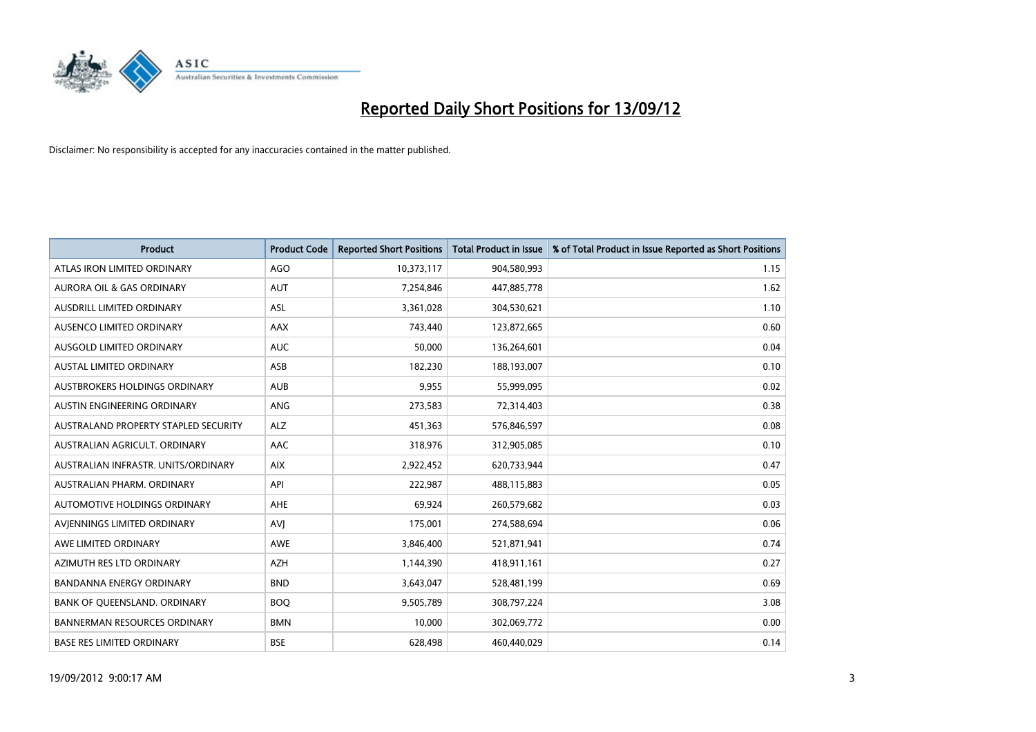# Reported Daily Short Positions for 13/09/12

Disclaimer: No responsibility is accepted for any inaccuracies contained in the matter published.

| Product | Product Code | Reported Short Positions | Total Product in Issue | % of Total Product in Issue Reported as Short Positions |
|---|---|---|---|---|
| ATLAS IRON LIMITED ORDINARY | AGO | 10,373,117 | 904,580,993 | 1.15 |
| AURORA OIL & GAS ORDINARY | AUT | 7,254,846 | 447,885,778 | 1.62 |
| AUSDRILL LIMITED ORDINARY | ASL | 3,361,028 | 304,530,621 | 1.10 |
| AUSENCO LIMITED ORDINARY | AAX | 743,440 | 123,872,665 | 0.60 |
| AUSGOLD LIMITED ORDINARY | AUC | 50,000 | 136,264,601 | 0.04 |
| AUSTAL LIMITED ORDINARY | ASB | 182,230 | 188,193,007 | 0.10 |
| AUSTBROKERS HOLDINGS ORDINARY | AUB | 9,955 | 55,999,095 | 0.02 |
| AUSTIN ENGINEERING ORDINARY | ANG | 273,583 | 72,314,403 | 0.38 |
| AUSTRALAND PROPERTY STAPLED SECURITY | ALZ | 451,363 | 576,846,597 | 0.08 |
| AUSTRALIAN AGRICULT. ORDINARY | AAC | 318,976 | 312,905,085 | 0.10 |
| AUSTRALIAN INFRASTR. UNITS/ORDINARY | AIX | 2,922,452 | 620,733,944 | 0.47 |
| AUSTRALIAN PHARM. ORDINARY | API | 222,987 | 488,115,883 | 0.05 |
| AUTOMOTIVE HOLDINGS ORDINARY | AHE | 69,924 | 260,579,682 | 0.03 |
| AVJENNINGS LIMITED ORDINARY | AVJ | 175,001 | 274,588,694 | 0.06 |
| AWE LIMITED ORDINARY | AWE | 3,846,400 | 521,871,941 | 0.74 |
| AZIMUTH RES LTD ORDINARY | AZH | 1,144,390 | 418,911,161 | 0.27 |
| BANDANNA ENERGY ORDINARY | BND | 3,643,047 | 528,481,199 | 0.69 |
| BANK OF QUEENSLAND. ORDINARY | BOQ | 9,505,789 | 308,797,224 | 3.08 |
| BANNERMAN RESOURCES ORDINARY | BMN | 10,000 | 302,069,772 | 0.00 |
| BASE RES LIMITED ORDINARY | BSE | 628,498 | 460,440,029 | 0.14 |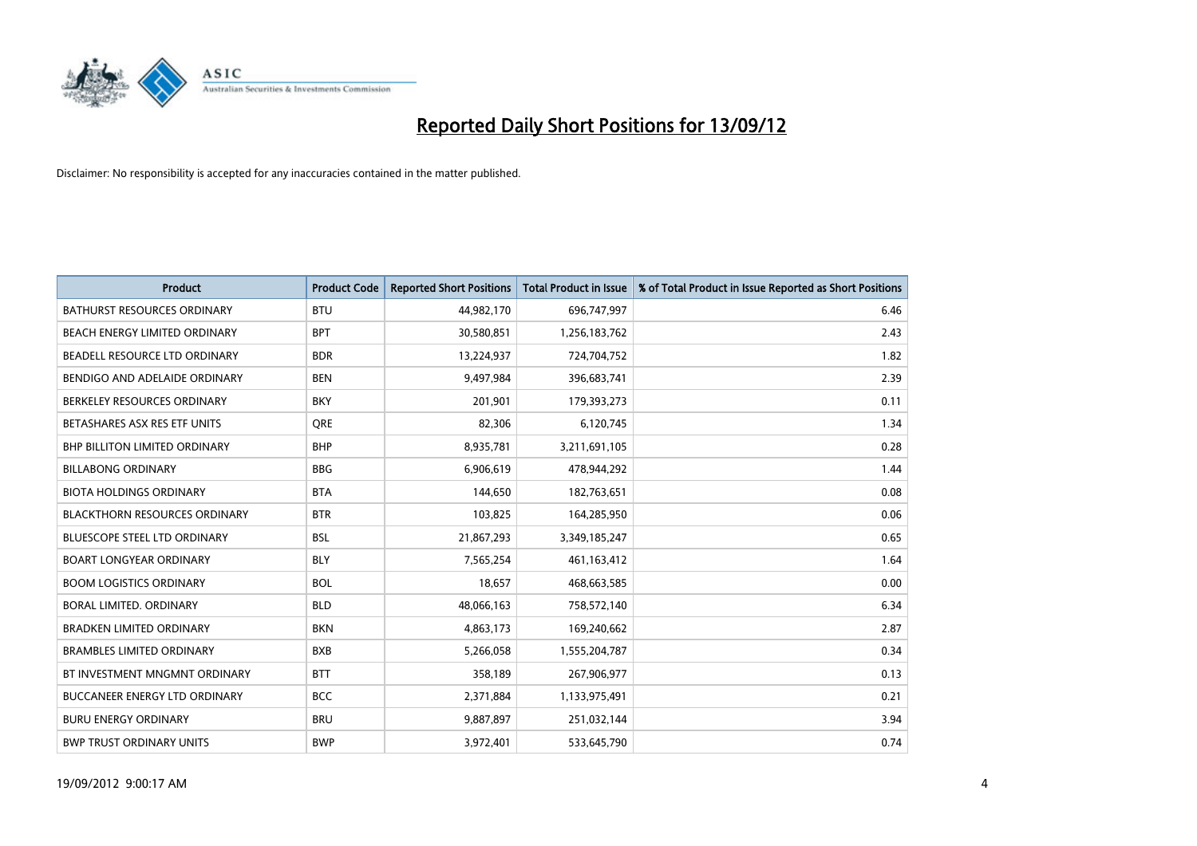# Reported Daily Short Positions for 13/09/12

Disclaimer: No responsibility is accepted for any inaccuracies contained in the matter published.

| Product | Product Code | Reported Short Positions | Total Product in Issue | % of Total Product in Issue Reported as Short Positions |
|---|---|---|---|---|
| BATHURST RESOURCES ORDINARY | BTU | 44,982,170 | 696,747,997 | 6.46 |
| BEACH ENERGY LIMITED ORDINARY | BPT | 30,580,851 | 1,256,183,762 | 2.43 |
| BEADELL RESOURCE LTD ORDINARY | BDR | 13,224,937 | 724,704,752 | 1.82 |
| BENDIGO AND ADELAIDE ORDINARY | BEN | 9,497,984 | 396,683,741 | 2.39 |
| BERKELEY RESOURCES ORDINARY | BKY | 201,901 | 179,393,273 | 0.11 |
| BETASHARES ASX RES ETF UNITS | QRE | 82,306 | 6,120,745 | 1.34 |
| BHP BILLITON LIMITED ORDINARY | BHP | 8,935,781 | 3,211,691,105 | 0.28 |
| BILLABONG ORDINARY | BBG | 6,906,619 | 478,944,292 | 1.44 |
| BIOTA HOLDINGS ORDINARY | BTA | 144,650 | 182,763,651 | 0.08 |
| BLACKTHORN RESOURCES ORDINARY | BTR | 103,825 | 164,285,950 | 0.06 |
| BLUESCOPE STEEL LTD ORDINARY | BSL | 21,867,293 | 3,349,185,247 | 0.65 |
| BOART LONGYEAR ORDINARY | BLY | 7,565,254 | 461,163,412 | 1.64 |
| BOOM LOGISTICS ORDINARY | BOL | 18,657 | 468,663,585 | 0.00 |
| BORAL LIMITED. ORDINARY | BLD | 48,066,163 | 758,572,140 | 6.34 |
| BRADKEN LIMITED ORDINARY | BKN | 4,863,173 | 169,240,662 | 2.87 |
| BRAMBLES LIMITED ORDINARY | BXB | 5,266,058 | 1,555,204,787 | 0.34 |
| BT INVESTMENT MNGMNT ORDINARY | BTT | 358,189 | 267,906,977 | 0.13 |
| BUCCANEER ENERGY LTD ORDINARY | BCC | 2,371,884 | 1,133,975,491 | 0.21 |
| BURU ENERGY ORDINARY | BRU | 9,887,897 | 251,032,144 | 3.94 |
| BWP TRUST ORDINARY UNITS | BWP | 3,972,401 | 533,645,790 | 0.74 |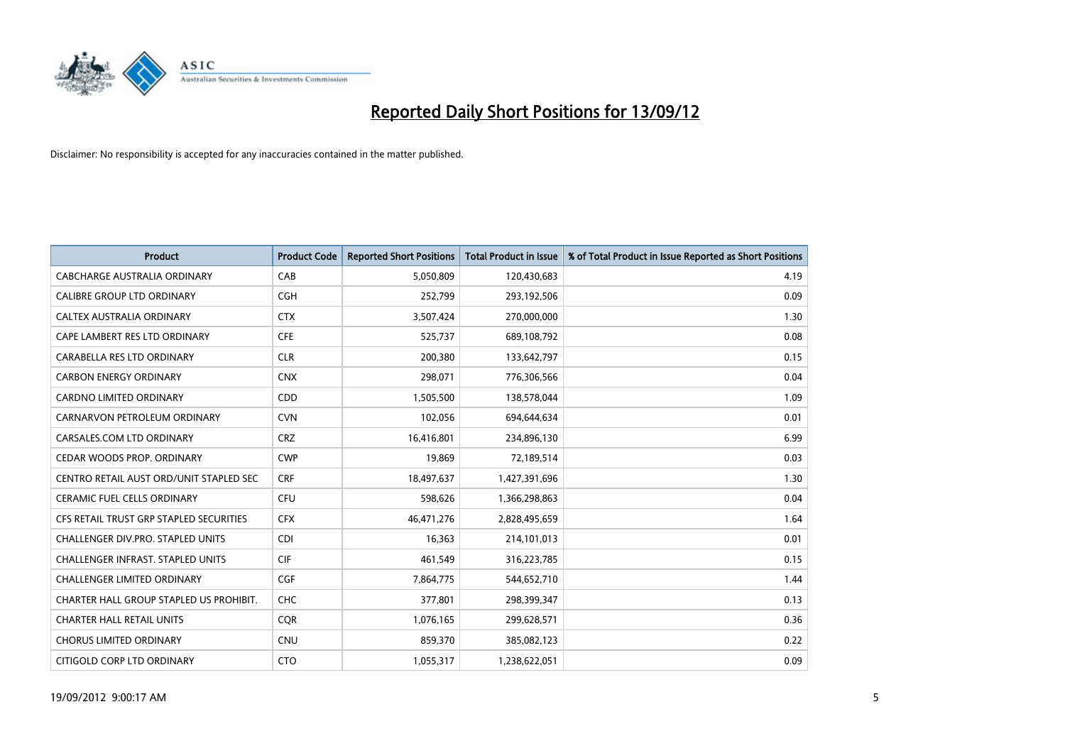# Reported Daily Short Positions for 13/09/12

Disclaimer: No responsibility is accepted for any inaccuracies contained in the matter published.

| Product | Product Code | Reported Short Positions | Total Product in Issue | % of Total Product in Issue Reported as Short Positions |
|---|---|---|---|---|
| CABCHARGE AUSTRALIA ORDINARY | CAB | 5,050,809 | 120,430,683 | 4.19 |
| CALIBRE GROUP LTD ORDINARY | CGH | 252,799 | 293,192,506 | 0.09 |
| CALTEX AUSTRALIA ORDINARY | CTX | 3,507,424 | 270,000,000 | 1.30 |
| CAPE LAMBERT RES LTD ORDINARY | CFE | 525,737 | 689,108,792 | 0.08 |
| CARABELLA RES LTD ORDINARY | CLR | 200,380 | 133,642,797 | 0.15 |
| CARBON ENERGY ORDINARY | CNX | 298,071 | 776,306,566 | 0.04 |
| CARDNO LIMITED ORDINARY | CDD | 1,505,500 | 138,578,044 | 1.09 |
| CARNARVON PETROLEUM ORDINARY | CVN | 102,056 | 694,644,634 | 0.01 |
| CARSALES.COM LTD ORDINARY | CRZ | 16,416,801 | 234,896,130 | 6.99 |
| CEDAR WOODS PROP. ORDINARY | CWP | 19,869 | 72,189,514 | 0.03 |
| CENTRO RETAIL AUST ORD/UNIT STAPLED SEC | CRF | 18,497,637 | 1,427,391,696 | 1.30 |
| CERAMIC FUEL CELLS ORDINARY | CFU | 598,626 | 1,366,298,863 | 0.04 |
| CFS RETAIL TRUST GRP STAPLED SECURITIES | CFX | 46,471,276 | 2,828,495,659 | 1.64 |
| CHALLENGER DIV.PRO. STAPLED UNITS | CDI | 16,363 | 214,101,013 | 0.01 |
| CHALLENGER INFRAST. STAPLED UNITS | CIF | 461,549 | 316,223,785 | 0.15 |
| CHALLENGER LIMITED ORDINARY | CGF | 7,864,775 | 544,652,710 | 1.44 |
| CHARTER HALL GROUP STAPLED US PROHIBIT. | CHC | 377,801 | 298,399,347 | 0.13 |
| CHARTER HALL RETAIL UNITS | CQR | 1,076,165 | 299,628,571 | 0.36 |
| CHORUS LIMITED ORDINARY | CNU | 859,370 | 385,082,123 | 0.22 |
| CITIGOLD CORP LTD ORDINARY | CTO | 1,055,317 | 1,238,622,051 | 0.09 |

19/09/2012 9:00:17 AM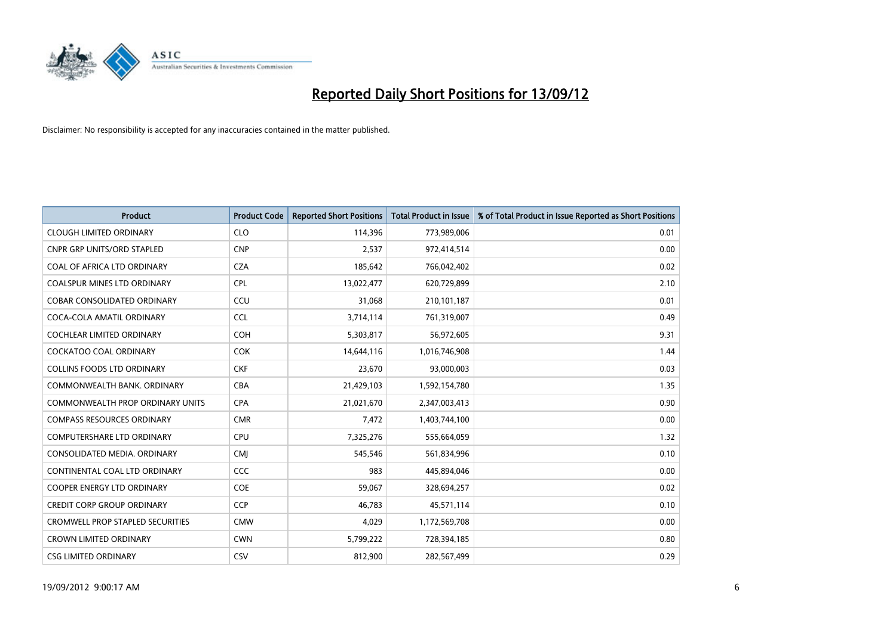# Reported Daily Short Positions for 13/09/12

Disclaimer: No responsibility is accepted for any inaccuracies contained in the matter published.

| Product | Product Code | Reported Short Positions | Total Product in Issue | % of Total Product in Issue Reported as Short Positions |
|---|---|---|---|---|
| CLOUGH LIMITED ORDINARY | CLO | 114,396 | 773,989,006 | 0.01 |
| CNPR GRP UNITS/ORD STAPLED | CNP | 2,537 | 972,414,514 | 0.00 |
| COAL OF AFRICA LTD ORDINARY | CZA | 185,642 | 766,042,402 | 0.02 |
| COALSPUR MINES LTD ORDINARY | CPL | 13,022,477 | 620,729,899 | 2.10 |
| COBAR CONSOLIDATED ORDINARY | CCU | 31,068 | 210,101,187 | 0.01 |
| COCA-COLA AMATIL ORDINARY | CCL | 3,714,114 | 761,319,007 | 0.49 |
| COCHLEAR LIMITED ORDINARY | COH | 5,303,817 | 56,972,605 | 9.31 |
| COCKATOO COAL ORDINARY | COK | 14,644,116 | 1,016,746,908 | 1.44 |
| COLLINS FOODS LTD ORDINARY | CKF | 23,670 | 93,000,003 | 0.03 |
| COMMONWEALTH BANK. ORDINARY | CBA | 21,429,103 | 1,592,154,780 | 1.35 |
| COMMONWEALTH PROP ORDINARY UNITS | CPA | 21,021,670 | 2,347,003,413 | 0.90 |
| COMPASS RESOURCES ORDINARY | CMR | 7,472 | 1,403,744,100 | 0.00 |
| COMPUTERSHARE LTD ORDINARY | CPU | 7,325,276 | 555,664,059 | 1.32 |
| CONSOLIDATED MEDIA. ORDINARY | CMJ | 545,546 | 561,834,996 | 0.10 |
| CONTINENTAL COAL LTD ORDINARY | CCC | 983 | 445,894,046 | 0.00 |
| COOPER ENERGY LTD ORDINARY | COE | 59,067 | 328,694,257 | 0.02 |
| CREDIT CORP GROUP ORDINARY | CCP | 46,783 | 45,571,114 | 0.10 |
| CROMWELL PROP STAPLED SECURITIES | CMW | 4,029 | 1,172,569,708 | 0.00 |
| CROWN LIMITED ORDINARY | CWN | 5,799,222 | 728,394,185 | 0.80 |
| CSG LIMITED ORDINARY | CSV | 812,900 | 282,567,499 | 0.29 |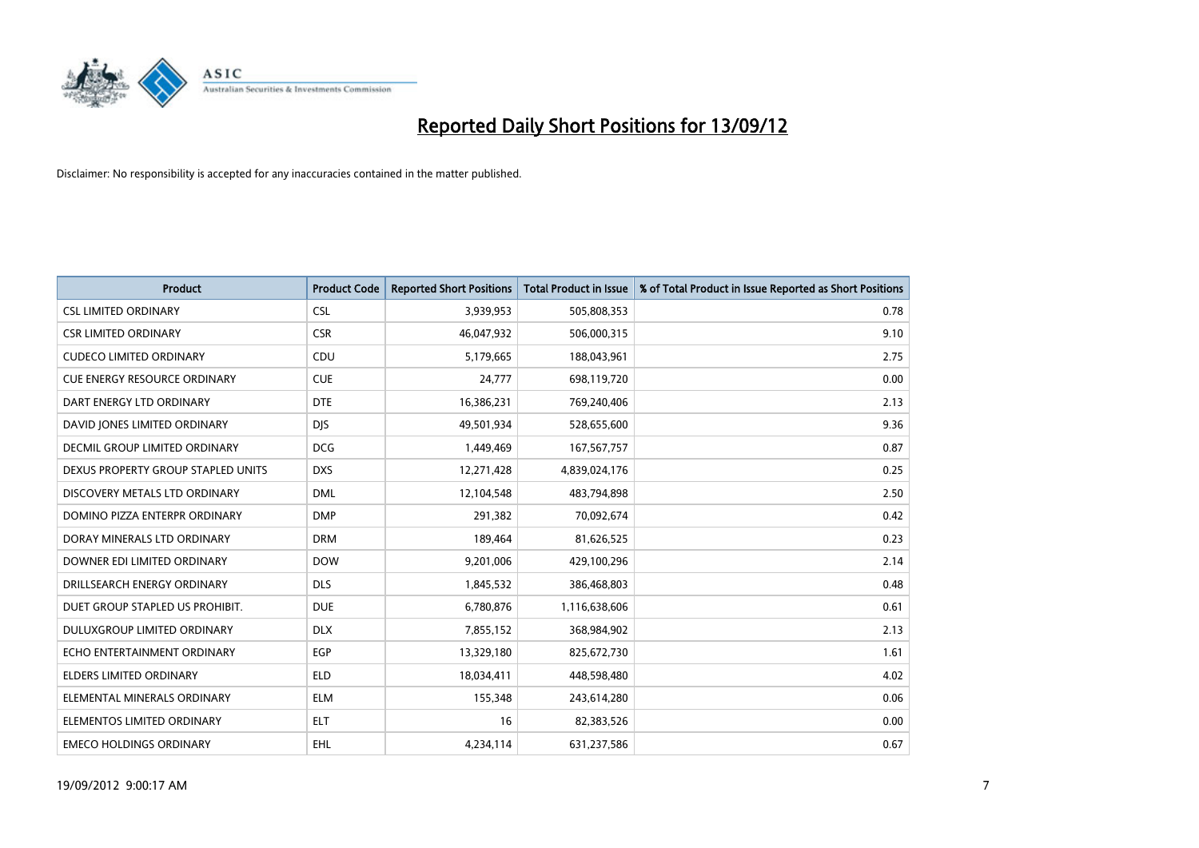# Reported Daily Short Positions for 13/09/12

Disclaimer: No responsibility is accepted for any inaccuracies contained in the matter published.

| Product | Product Code | Reported Short Positions | Total Product in Issue | % of Total Product in Issue Reported as Short Positions |
|---|---|---|---|---|
| CSL LIMITED ORDINARY | CSL | 3,939,953 | 505,808,353 | 0.78 |
| CSR LIMITED ORDINARY | CSR | 46,047,932 | 506,000,315 | 9.10 |
| CUDECO LIMITED ORDINARY | CDU | 5,179,665 | 188,043,961 | 2.75 |
| CUE ENERGY RESOURCE ORDINARY | CUE | 24,777 | 698,119,720 | 0.00 |
| DART ENERGY LTD ORDINARY | DTE | 16,386,231 | 769,240,406 | 2.13 |
| DAVID JONES LIMITED ORDINARY | DJS | 49,501,934 | 528,655,600 | 9.36 |
| DECMIL GROUP LIMITED ORDINARY | DCG | 1,449,469 | 167,567,757 | 0.87 |
| DEXUS PROPERTY GROUP STAPLED UNITS | DXS | 12,271,428 | 4,839,024,176 | 0.25 |
| DISCOVERY METALS LTD ORDINARY | DML | 12,104,548 | 483,794,898 | 2.50 |
| DOMINO PIZZA ENTERPR ORDINARY | DMP | 291,382 | 70,092,674 | 0.42 |
| DORAY MINERALS LTD ORDINARY | DRM | 189,464 | 81,626,525 | 0.23 |
| DOWNER EDI LIMITED ORDINARY | DOW | 9,201,006 | 429,100,296 | 2.14 |
| DRILLSEARCH ENERGY ORDINARY | DLS | 1,845,532 | 386,468,803 | 0.48 |
| DUET GROUP STAPLED US PROHIBIT. | DUE | 6,780,876 | 1,116,638,606 | 0.61 |
| DULUXGROUP LIMITED ORDINARY | DLX | 7,855,152 | 368,984,902 | 2.13 |
| ECHO ENTERTAINMENT ORDINARY | EGP | 13,329,180 | 825,672,730 | 1.61 |
| ELDERS LIMITED ORDINARY | ELD | 18,034,411 | 448,598,480 | 4.02 |
| ELEMENTAL MINERALS ORDINARY | ELM | 155,348 | 243,614,280 | 0.06 |
| ELEMENTOS LIMITED ORDINARY | ELT | 16 | 82,383,526 | 0.00 |
| EMECO HOLDINGS ORDINARY | EHL | 4,234,114 | 631,237,586 | 0.67 |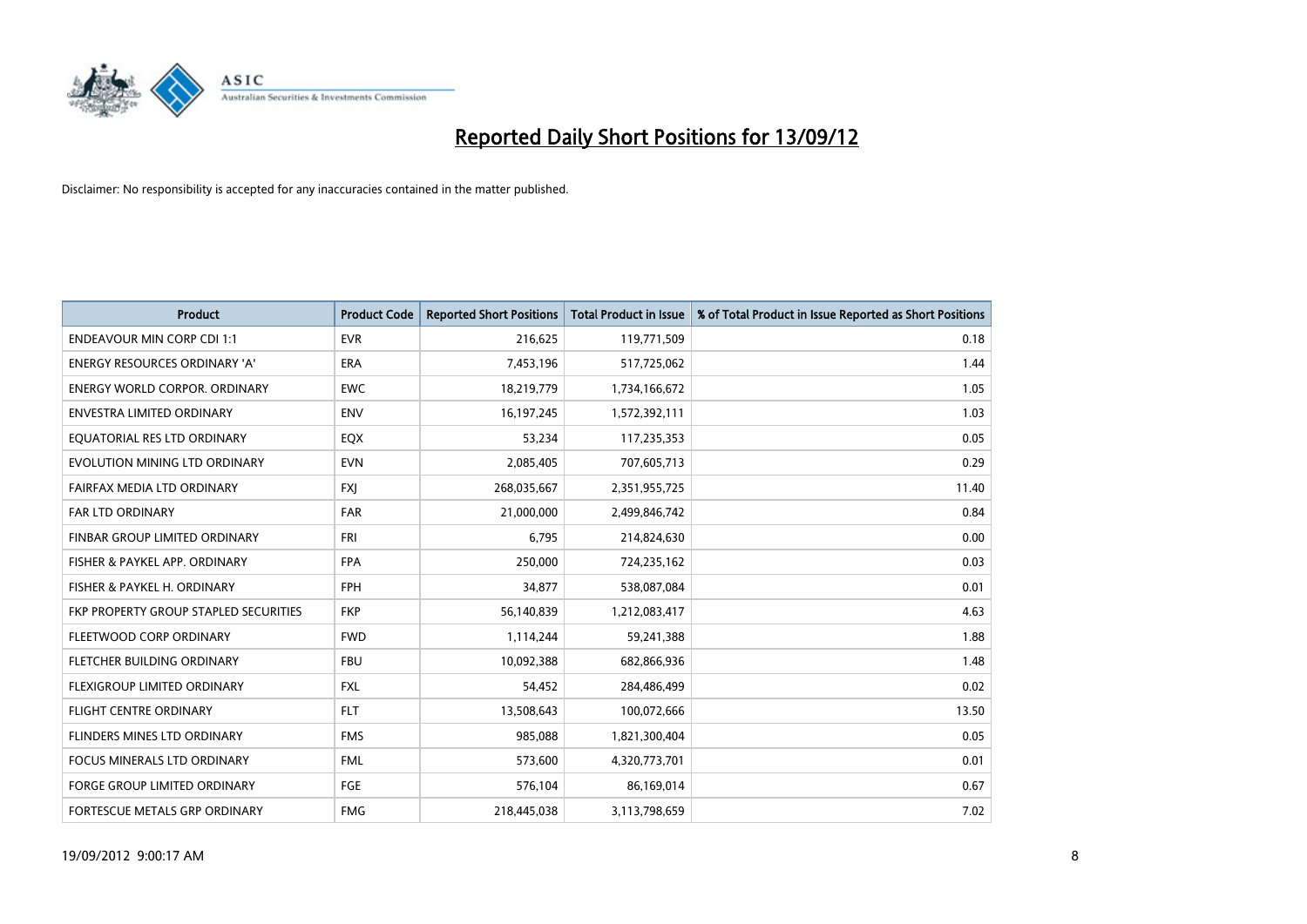# Reported Daily Short Positions for 13/09/12

Disclaimer: No responsibility is accepted for any inaccuracies contained in the matter published.

| Product | Product Code | Reported Short Positions | Total Product in Issue | % of Total Product in Issue Reported as Short Positions |
|---|---|---|---|---|
| ENDEAVOUR MIN CORP CDI 1:1 | EVR | 216,625 | 119,771,509 | 0.18 |
| ENERGY RESOURCES ORDINARY 'A' | ERA | 7,453,196 | 517,725,062 | 1.44 |
| ENERGY WORLD CORPOR. ORDINARY | EWC | 18,219,779 | 1,734,166,672 | 1.05 |
| ENVESTRA LIMITED ORDINARY | ENV | 16,197,245 | 1,572,392,111 | 1.03 |
| EQUATORIAL RES LTD ORDINARY | EQX | 53,234 | 117,235,353 | 0.05 |
| EVOLUTION MINING LTD ORDINARY | EVN | 2,085,405 | 707,605,713 | 0.29 |
| FAIRFAX MEDIA LTD ORDINARY | FXJ | 268,035,667 | 2,351,955,725 | 11.40 |
| FAR LTD ORDINARY | FAR | 21,000,000 | 2,499,846,742 | 0.84 |
| FINBAR GROUP LIMITED ORDINARY | FRI | 6,795 | 214,824,630 | 0.00 |
| FISHER & PAYKEL APP. ORDINARY | FPA | 250,000 | 724,235,162 | 0.03 |
| FISHER & PAYKEL H. ORDINARY | FPH | 34,877 | 538,087,084 | 0.01 |
| FKP PROPERTY GROUP STAPLED SECURITIES | FKP | 56,140,839 | 1,212,083,417 | 4.63 |
| FLEETWOOD CORP ORDINARY | FWD | 1,114,244 | 59,241,388 | 1.88 |
| FLETCHER BUILDING ORDINARY | FBU | 10,092,388 | 682,866,936 | 1.48 |
| FLEXIGROUP LIMITED ORDINARY | FXL | 54,452 | 284,486,499 | 0.02 |
| FLIGHT CENTRE ORDINARY | FLT | 13,508,643 | 100,072,666 | 13.50 |
| FLINDERS MINES LTD ORDINARY | FMS | 985,088 | 1,821,300,404 | 0.05 |
| FOCUS MINERALS LTD ORDINARY | FML | 573,600 | 4,320,773,701 | 0.01 |
| FORGE GROUP LIMITED ORDINARY | FGE | 576,104 | 86,169,014 | 0.67 |
| FORTESCUE METALS GRP ORDINARY | FMG | 218,445,038 | 3,113,798,659 | 7.02 |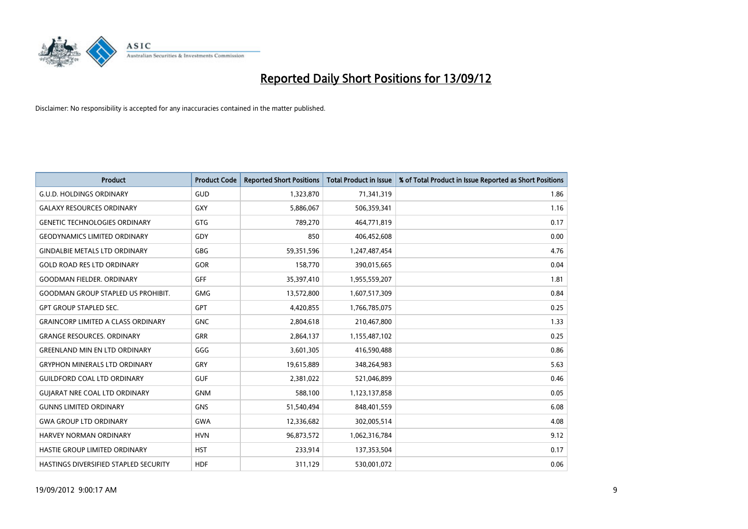# Reported Daily Short Positions for 13/09/12

Disclaimer: No responsibility is accepted for any inaccuracies contained in the matter published.

| Product | Product Code | Reported Short Positions | Total Product in Issue | % of Total Product in Issue Reported as Short Positions |
|---|---|---|---|---|
| G.U.D. HOLDINGS ORDINARY | GUD | 1,323,870 | 71,341,319 | 1.86 |
| GALAXY RESOURCES ORDINARY | GXY | 5,886,067 | 506,359,341 | 1.16 |
| GENETIC TECHNOLOGIES ORDINARY | GTG | 789,270 | 464,771,819 | 0.17 |
| GEODYNAMICS LIMITED ORDINARY | GDY | 850 | 406,452,608 | 0.00 |
| GINDALBIE METALS LTD ORDINARY | GBG | 59,351,596 | 1,247,487,454 | 4.76 |
| GOLD ROAD RES LTD ORDINARY | GOR | 158,770 | 390,015,665 | 0.04 |
| GOODMAN FIELDER. ORDINARY | GFF | 35,397,410 | 1,955,559,207 | 1.81 |
| GOODMAN GROUP STAPLED US PROHIBIT. | GMG | 13,572,800 | 1,607,517,309 | 0.84 |
| GPT GROUP STAPLED SEC. | GPT | 4,420,855 | 1,766,785,075 | 0.25 |
| GRAINCORP LIMITED A CLASS ORDINARY | GNC | 2,804,618 | 210,467,800 | 1.33 |
| GRANGE RESOURCES. ORDINARY | GRR | 2,864,137 | 1,155,487,102 | 0.25 |
| GREENLAND MIN EN LTD ORDINARY | GGG | 3,601,305 | 416,590,488 | 0.86 |
| GRYPHON MINERALS LTD ORDINARY | GRY | 19,615,889 | 348,264,983 | 5.63 |
| GUILDFORD COAL LTD ORDINARY | GUF | 2,381,022 | 521,046,899 | 0.46 |
| GUJARAT NRE COAL LTD ORDINARY | GNM | 588,100 | 1,123,137,858 | 0.05 |
| GUNNS LIMITED ORDINARY | GNS | 51,540,494 | 848,401,559 | 6.08 |
| GWA GROUP LTD ORDINARY | GWA | 12,336,682 | 302,005,514 | 4.08 |
| HARVEY NORMAN ORDINARY | HVN | 96,873,572 | 1,062,316,784 | 9.12 |
| HASTIE GROUP LIMITED ORDINARY | HST | 233,914 | 137,353,504 | 0.17 |
| HASTINGS DIVERSIFIED STAPLED SECURITY | HDF | 311,129 | 530,001,072 | 0.06 |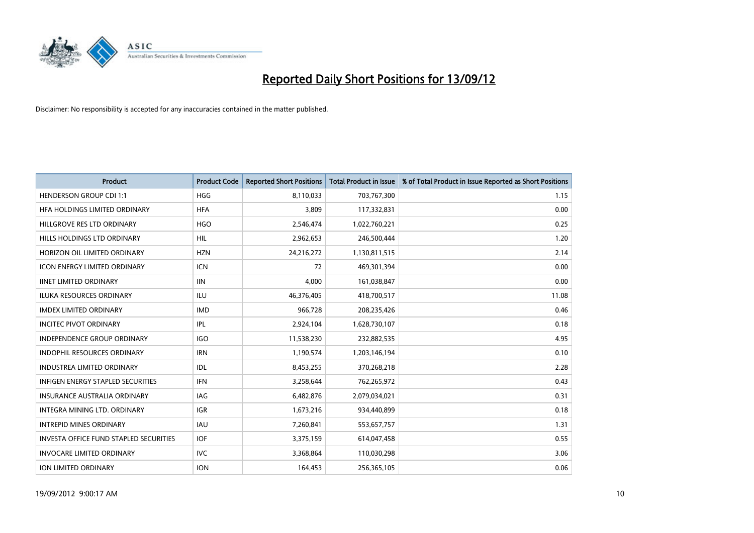# Reported Daily Short Positions for 13/09/12

Disclaimer: No responsibility is accepted for any inaccuracies contained in the matter published.

| Product | Product Code | Reported Short Positions | Total Product in Issue | % of Total Product in Issue Reported as Short Positions |
|---|---|---|---|---|
| HENDERSON GROUP CDI 1:1 | HGG | 8,110,033 | 703,767,300 | 1.15 |
| HFA HOLDINGS LIMITED ORDINARY | HFA | 3,809 | 117,332,831 | 0.00 |
| HILLGROVE RES LTD ORDINARY | HGO | 2,546,474 | 1,022,760,221 | 0.25 |
| HILLS HOLDINGS LTD ORDINARY | HIL | 2,962,653 | 246,500,444 | 1.20 |
| HORIZON OIL LIMITED ORDINARY | HZN | 24,216,272 | 1,130,811,515 | 2.14 |
| ICON ENERGY LIMITED ORDINARY | ICN | 72 | 469,301,394 | 0.00 |
| IINET LIMITED ORDINARY | IIN | 4,000 | 161,038,847 | 0.00 |
| ILUKA RESOURCES ORDINARY | ILU | 46,376,405 | 418,700,517 | 11.08 |
| IMDEX LIMITED ORDINARY | IMD | 966,728 | 208,235,426 | 0.46 |
| INCITEC PIVOT ORDINARY | IPL | 2,924,104 | 1,628,730,107 | 0.18 |
| INDEPENDENCE GROUP ORDINARY | IGO | 11,538,230 | 232,882,535 | 4.95 |
| INDOPHIL RESOURCES ORDINARY | IRN | 1,190,574 | 1,203,146,194 | 0.10 |
| INDUSTREA LIMITED ORDINARY | IDL | 8,453,255 | 370,268,218 | 2.28 |
| INFIGEN ENERGY STAPLED SECURITIES | IFN | 3,258,644 | 762,265,972 | 0.43 |
| INSURANCE AUSTRALIA ORDINARY | IAG | 6,482,876 | 2,079,034,021 | 0.31 |
| INTEGRA MINING LTD. ORDINARY | IGR | 1,673,216 | 934,440,899 | 0.18 |
| INTREPID MINES ORDINARY | IAU | 7,260,841 | 553,657,757 | 1.31 |
| INVESTA OFFICE FUND STAPLED SECURITIES | IOF | 3,375,159 | 614,047,458 | 0.55 |
| INVOCARE LIMITED ORDINARY | IVC | 3,368,864 | 110,030,298 | 3.06 |
| ION LIMITED ORDINARY | ION | 164,453 | 256,365,105 | 0.06 |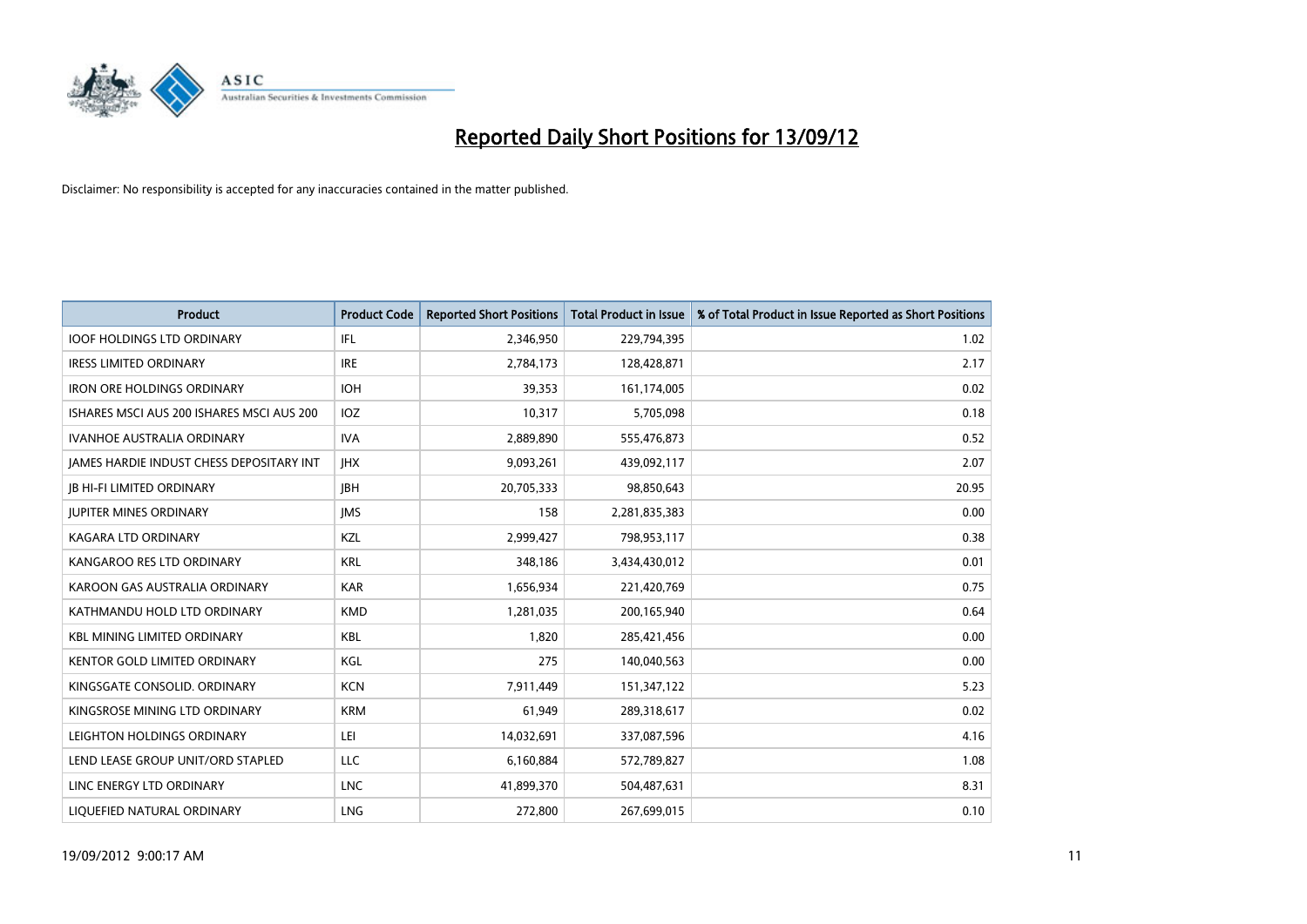# Reported Daily Short Positions for 13/09/12

Disclaimer: No responsibility is accepted for any inaccuracies contained in the matter published.

| Product | Product Code | Reported Short Positions | Total Product in Issue | % of Total Product in Issue Reported as Short Positions |
| --- | --- | --- | --- | --- |
| IOOF HOLDINGS LTD ORDINARY | IFL | 2,346,950 | 229,794,395 | 1.02 |
| IRESS LIMITED ORDINARY | IRE | 2,784,173 | 128,428,871 | 2.17 |
| IRON ORE HOLDINGS ORDINARY | IOH | 39,353 | 161,174,005 | 0.02 |
| ISHARES MSCI AUS 200 ISHARES MSCI AUS 200 | IOZ | 10,317 | 5,705,098 | 0.18 |
| IVANHOE AUSTRALIA ORDINARY | IVA | 2,889,890 | 555,476,873 | 0.52 |
| JAMES HARDIE INDUST CHESS DEPOSITARY INT | JHX | 9,093,261 | 439,092,117 | 2.07 |
| JB HI-FI LIMITED ORDINARY | JBH | 20,705,333 | 98,850,643 | 20.95 |
| JUPITER MINES ORDINARY | JMS | 158 | 2,281,835,383 | 0.00 |
| KAGARA LTD ORDINARY | KZL | 2,999,427 | 798,953,117 | 0.38 |
| KANGAROO RES LTD ORDINARY | KRL | 348,186 | 3,434,430,012 | 0.01 |
| KAROON GAS AUSTRALIA ORDINARY | KAR | 1,656,934 | 221,420,769 | 0.75 |
| KATHMANDU HOLD LTD ORDINARY | KMD | 1,281,035 | 200,165,940 | 0.64 |
| KBL MINING LIMITED ORDINARY | KBL | 1,820 | 285,421,456 | 0.00 |
| KENTOR GOLD LIMITED ORDINARY | KGL | 275 | 140,040,563 | 0.00 |
| KINGSGATE CONSOLID. ORDINARY | KCN | 7,911,449 | 151,347,122 | 5.23 |
| KINGSROSE MINING LTD ORDINARY | KRM | 61,949 | 289,318,617 | 0.02 |
| LEIGHTON HOLDINGS ORDINARY | LEI | 14,032,691 | 337,087,596 | 4.16 |
| LEND LEASE GROUP UNIT/ORD STAPLED | LLC | 6,160,884 | 572,789,827 | 1.08 |
| LINC ENERGY LTD ORDINARY | LNC | 41,899,370 | 504,487,631 | 8.31 |
| LIQUEFIED NATURAL ORDINARY | LNG | 272,800 | 267,699,015 | 0.10 |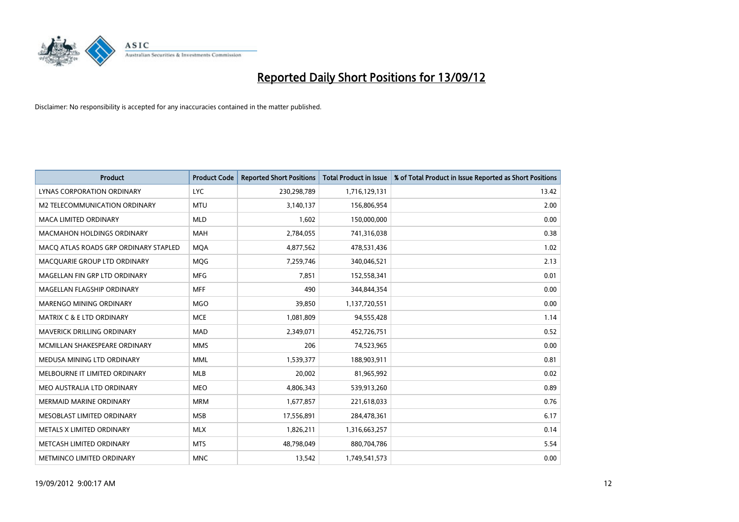# Reported Daily Short Positions for 13/09/12

Disclaimer: No responsibility is accepted for any inaccuracies contained in the matter published.

| Product | Product Code | Reported Short Positions | Total Product in Issue | % of Total Product in Issue Reported as Short Positions |
|---|---|---|---|---|
| LYNAS CORPORATION ORDINARY | LYC | 230,298,789 | 1,716,129,131 | 13.42 |
| M2 TELECOMMUNICATION ORDINARY | MTU | 3,140,137 | 156,806,954 | 2.00 |
| MACA LIMITED ORDINARY | MLD | 1,602 | 150,000,000 | 0.00 |
| MACMAHON HOLDINGS ORDINARY | MAH | 2,784,055 | 741,316,038 | 0.38 |
| MACQ ATLAS ROADS GRP ORDINARY STAPLED | MQA | 4,877,562 | 478,531,436 | 1.02 |
| MACQUARIE GROUP LTD ORDINARY | MQG | 7,259,746 | 340,046,521 | 2.13 |
| MAGELLAN FIN GRP LTD ORDINARY | MFG | 7,851 | 152,558,341 | 0.01 |
| MAGELLAN FLAGSHIP ORDINARY | MFF | 490 | 344,844,354 | 0.00 |
| MARENGO MINING ORDINARY | MGO | 39,850 | 1,137,720,551 | 0.00 |
| MATRIX C & E LTD ORDINARY | MCE | 1,081,809 | 94,555,428 | 1.14 |
| MAVERICK DRILLING ORDINARY | MAD | 2,349,071 | 452,726,751 | 0.52 |
| MCMILLAN SHAKESPEARE ORDINARY | MMS | 206 | 74,523,965 | 0.00 |
| MEDUSA MINING LTD ORDINARY | MML | 1,539,377 | 188,903,911 | 0.81 |
| MELBOURNE IT LIMITED ORDINARY | MLB | 20,002 | 81,965,992 | 0.02 |
| MEO AUSTRALIA LTD ORDINARY | MEO | 4,806,343 | 539,913,260 | 0.89 |
| MERMAID MARINE ORDINARY | MRM | 1,677,857 | 221,618,033 | 0.76 |
| MESOBLAST LIMITED ORDINARY | MSB | 17,556,891 | 284,478,361 | 6.17 |
| METALS X LIMITED ORDINARY | MLX | 1,826,211 | 1,316,663,257 | 0.14 |
| METCASH LIMITED ORDINARY | MTS | 48,798,049 | 880,704,786 | 5.54 |
| METMINCO LIMITED ORDINARY | MNC | 13,542 | 1,749,541,573 | 0.00 |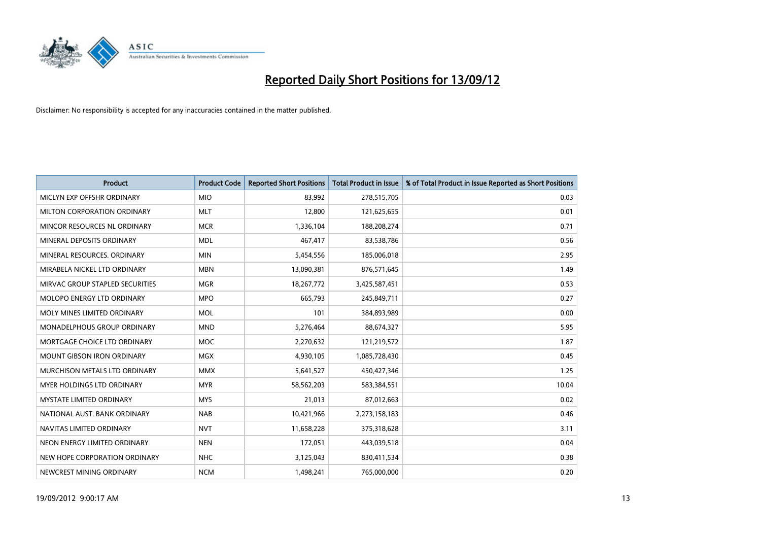# Reported Daily Short Positions for 13/09/12

Disclaimer: No responsibility is accepted for any inaccuracies contained in the matter published.

| Product | Product Code | Reported Short Positions | Total Product in Issue | % of Total Product in Issue Reported as Short Positions |
|---|---|---|---|---|
| MICLYN EXP OFFSHR ORDINARY | MIO | 83,992 | 278,515,705 | 0.03 |
| MILTON CORPORATION ORDINARY | MLT | 12,800 | 121,625,655 | 0.01 |
| MINCOR RESOURCES NL ORDINARY | MCR | 1,336,104 | 188,208,274 | 0.71 |
| MINERAL DEPOSITS ORDINARY | MDL | 467,417 | 83,538,786 | 0.56 |
| MINERAL RESOURCES. ORDINARY | MIN | 5,454,556 | 185,006,018 | 2.95 |
| MIRABELA NICKEL LTD ORDINARY | MBN | 13,090,381 | 876,571,645 | 1.49 |
| MIRVAC GROUP STAPLED SECURITIES | MGR | 18,267,772 | 3,425,587,451 | 0.53 |
| MOLOPO ENERGY LTD ORDINARY | MPO | 665,793 | 245,849,711 | 0.27 |
| MOLY MINES LIMITED ORDINARY | MOL | 101 | 384,893,989 | 0.00 |
| MONADELPHOUS GROUP ORDINARY | MND | 5,276,464 | 88,674,327 | 5.95 |
| MORTGAGE CHOICE LTD ORDINARY | MOC | 2,270,632 | 121,219,572 | 1.87 |
| MOUNT GIBSON IRON ORDINARY | MGX | 4,930,105 | 1,085,728,430 | 0.45 |
| MURCHISON METALS LTD ORDINARY | MMX | 5,641,527 | 450,427,346 | 1.25 |
| MYER HOLDINGS LTD ORDINARY | MYR | 58,562,203 | 583,384,551 | 10.04 |
| MYSTATE LIMITED ORDINARY | MYS | 21,013 | 87,012,663 | 0.02 |
| NATIONAL AUST. BANK ORDINARY | NAB | 10,421,966 | 2,273,158,183 | 0.46 |
| NAVITAS LIMITED ORDINARY | NVT | 11,658,228 | 375,318,628 | 3.11 |
| NEON ENERGY LIMITED ORDINARY | NEN | 172,051 | 443,039,518 | 0.04 |
| NEW HOPE CORPORATION ORDINARY | NHC | 3,125,043 | 830,411,534 | 0.38 |
| NEWCREST MINING ORDINARY | NCM | 1,498,241 | 765,000,000 | 0.20 |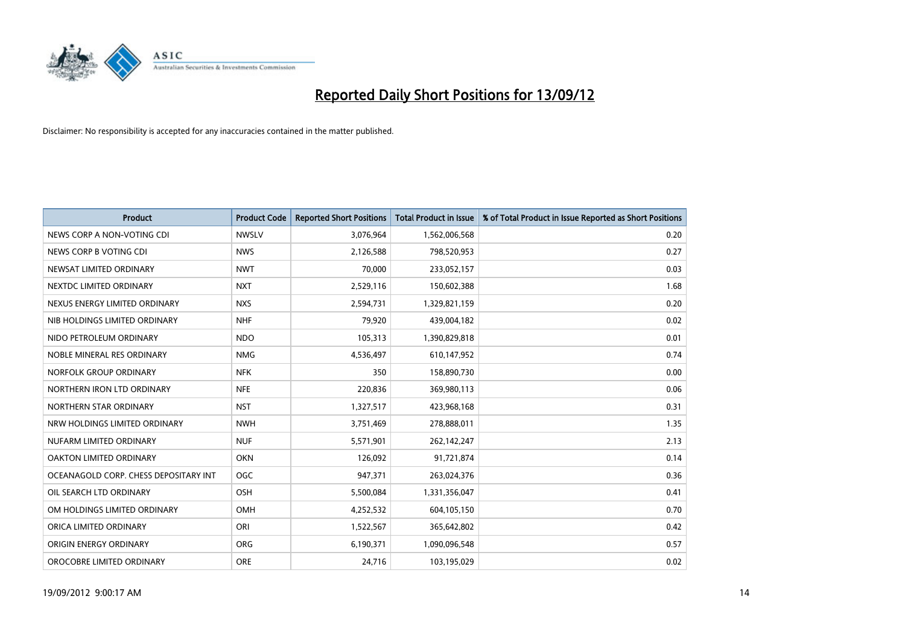# Reported Daily Short Positions for 13/09/12

Disclaimer: No responsibility is accepted for any inaccuracies contained in the matter published.

| Product | Product Code | Reported Short Positions | Total Product in Issue | % of Total Product in Issue Reported as Short Positions |
|---|---|---|---|---|
| NEWS CORP A NON-VOTING CDI | NWSLV | 3,076,964 | 1,562,006,568 | 0.20 |
| NEWS CORP B VOTING CDI | NWS | 2,126,588 | 798,520,953 | 0.27 |
| NEWSAT LIMITED ORDINARY | NWT | 70,000 | 233,052,157 | 0.03 |
| NEXTDC LIMITED ORDINARY | NXT | 2,529,116 | 150,602,388 | 1.68 |
| NEXUS ENERGY LIMITED ORDINARY | NXS | 2,594,731 | 1,329,821,159 | 0.20 |
| NIB HOLDINGS LIMITED ORDINARY | NHF | 79,920 | 439,004,182 | 0.02 |
| NIDO PETROLEUM ORDINARY | NDO | 105,313 | 1,390,829,818 | 0.01 |
| NOBLE MINERAL RES ORDINARY | NMG | 4,536,497 | 610,147,952 | 0.74 |
| NORFOLK GROUP ORDINARY | NFK | 350 | 158,890,730 | 0.00 |
| NORTHERN IRON LTD ORDINARY | NFE | 220,836 | 369,980,113 | 0.06 |
| NORTHERN STAR ORDINARY | NST | 1,327,517 | 423,968,168 | 0.31 |
| NRW HOLDINGS LIMITED ORDINARY | NWH | 3,751,469 | 278,888,011 | 1.35 |
| NUFARM LIMITED ORDINARY | NUF | 5,571,901 | 262,142,247 | 2.13 |
| OAKTON LIMITED ORDINARY | OKN | 126,092 | 91,721,874 | 0.14 |
| OCEANAGOLD CORP. CHESS DEPOSITARY INT | OGC | 947,371 | 263,024,376 | 0.36 |
| OIL SEARCH LTD ORDINARY | OSH | 5,500,084 | 1,331,356,047 | 0.41 |
| OM HOLDINGS LIMITED ORDINARY | OMH | 4,252,532 | 604,105,150 | 0.70 |
| ORICA LIMITED ORDINARY | ORI | 1,522,567 | 365,642,802 | 0.42 |
| ORIGIN ENERGY ORDINARY | ORG | 6,190,371 | 1,090,096,548 | 0.57 |
| OROCOBRE LIMITED ORDINARY | ORE | 24,716 | 103,195,029 | 0.02 |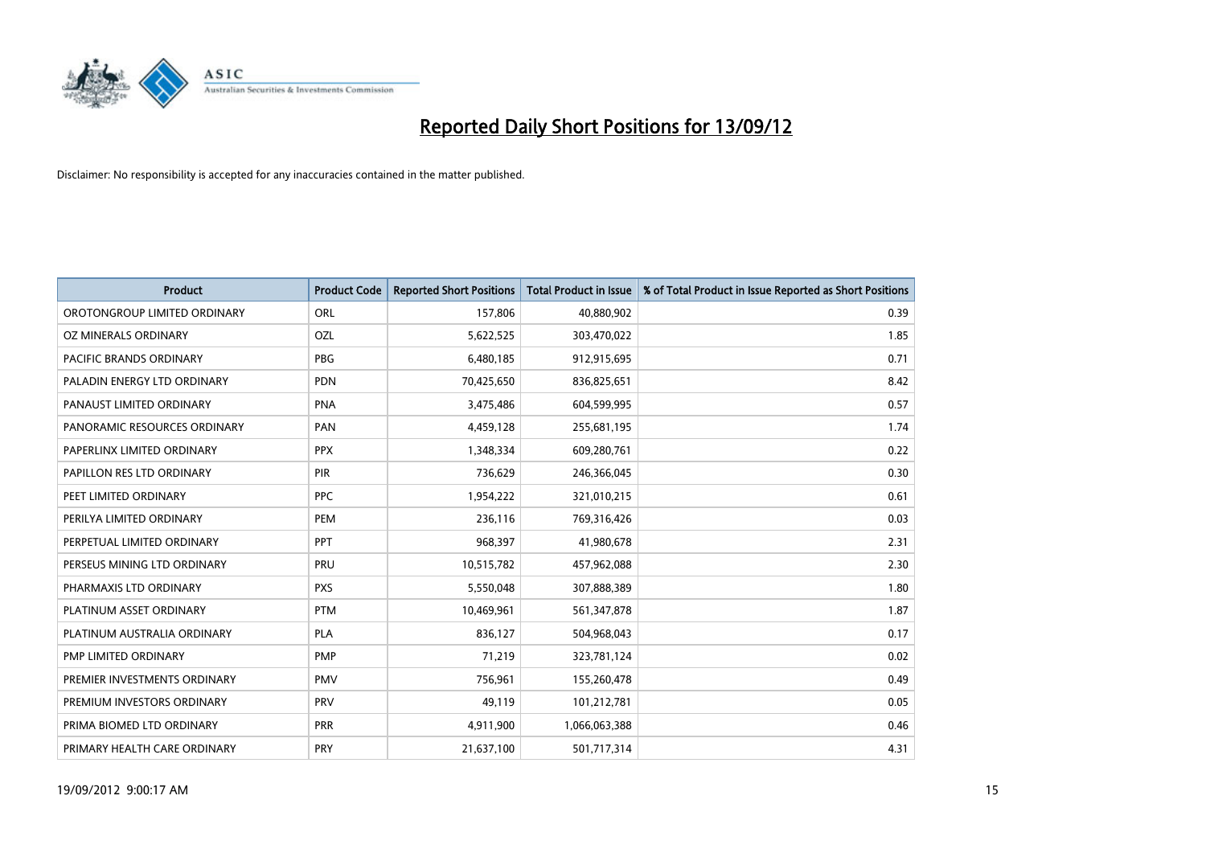# Reported Daily Short Positions for 13/09/12

Disclaimer: No responsibility is accepted for any inaccuracies contained in the matter published.

| Product | Product Code | Reported Short Positions | Total Product in Issue | % of Total Product in Issue Reported as Short Positions |
|---|---|---|---|---|
| OROTONGROUP LIMITED ORDINARY | ORL | 157,806 | 40,880,902 | 0.39 |
| OZ MINERALS ORDINARY | OZL | 5,622,525 | 303,470,022 | 1.85 |
| PACIFIC BRANDS ORDINARY | PBG | 6,480,185 | 912,915,695 | 0.71 |
| PALADIN ENERGY LTD ORDINARY | PDN | 70,425,650 | 836,825,651 | 8.42 |
| PANAUST LIMITED ORDINARY | PNA | 3,475,486 | 604,599,995 | 0.57 |
| PANORAMIC RESOURCES ORDINARY | PAN | 4,459,128 | 255,681,195 | 1.74 |
| PAPERLINX LIMITED ORDINARY | PPX | 1,348,334 | 609,280,761 | 0.22 |
| PAPILLON RES LTD ORDINARY | PIR | 736,629 | 246,366,045 | 0.30 |
| PEET LIMITED ORDINARY | PPC | 1,954,222 | 321,010,215 | 0.61 |
| PERILYA LIMITED ORDINARY | PEM | 236,116 | 769,316,426 | 0.03 |
| PERPETUAL LIMITED ORDINARY | PPT | 968,397 | 41,980,678 | 2.31 |
| PERSEUS MINING LTD ORDINARY | PRU | 10,515,782 | 457,962,088 | 2.30 |
| PHARMAXIS LTD ORDINARY | PXS | 5,550,048 | 307,888,389 | 1.80 |
| PLATINUM ASSET ORDINARY | PTM | 10,469,961 | 561,347,878 | 1.87 |
| PLATINUM AUSTRALIA ORDINARY | PLA | 836,127 | 504,968,043 | 0.17 |
| PMP LIMITED ORDINARY | PMP | 71,219 | 323,781,124 | 0.02 |
| PREMIER INVESTMENTS ORDINARY | PMV | 756,961 | 155,260,478 | 0.49 |
| PREMIUM INVESTORS ORDINARY | PRV | 49,119 | 101,212,781 | 0.05 |
| PRIMA BIOMED LTD ORDINARY | PRR | 4,911,900 | 1,066,063,388 | 0.46 |
| PRIMARY HEALTH CARE ORDINARY | PRY | 21,637,100 | 501,717,314 | 4.31 |

19/09/2012 9:00:17 AM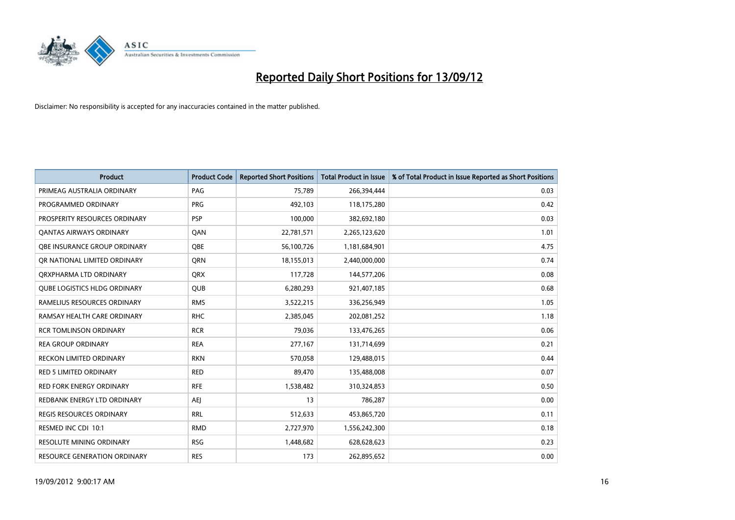# Reported Daily Short Positions for 13/09/12

Disclaimer: No responsibility is accepted for any inaccuracies contained in the matter published.

| Product | Product Code | Reported Short Positions | Total Product in Issue | % of Total Product in Issue Reported as Short Positions |
|---|---|---|---|---|
| PRIMEAG AUSTRALIA ORDINARY | PAG | 75,789 | 266,394,444 | 0.03 |
| PROGRAMMED ORDINARY | PRG | 492,103 | 118,175,280 | 0.42 |
| PROSPERITY RESOURCES ORDINARY | PSP | 100,000 | 382,692,180 | 0.03 |
| QANTAS AIRWAYS ORDINARY | QAN | 22,781,571 | 2,265,123,620 | 1.01 |
| QBE INSURANCE GROUP ORDINARY | QBE | 56,100,726 | 1,181,684,901 | 4.75 |
| QR NATIONAL LIMITED ORDINARY | QRN | 18,155,013 | 2,440,000,000 | 0.74 |
| QRXPHARMA LTD ORDINARY | QRX | 117,728 | 144,577,206 | 0.08 |
| QUBE LOGISTICS HLDG ORDINARY | QUB | 6,280,293 | 921,407,185 | 0.68 |
| RAMELIUS RESOURCES ORDINARY | RMS | 3,522,215 | 336,256,949 | 1.05 |
| RAMSAY HEALTH CARE ORDINARY | RHC | 2,385,045 | 202,081,252 | 1.18 |
| RCR TOMLINSON ORDINARY | RCR | 79,036 | 133,476,265 | 0.06 |
| REA GROUP ORDINARY | REA | 277,167 | 131,714,699 | 0.21 |
| RECKON LIMITED ORDINARY | RKN | 570,058 | 129,488,015 | 0.44 |
| RED 5 LIMITED ORDINARY | RED | 89,470 | 135,488,008 | 0.07 |
| RED FORK ENERGY ORDINARY | RFE | 1,538,482 | 310,324,853 | 0.50 |
| REDBANK ENERGY LTD ORDINARY | AEJ | 13 | 786,287 | 0.00 |
| REGIS RESOURCES ORDINARY | RRL | 512,633 | 453,865,720 | 0.11 |
| RESMED INC CDI 10:1 | RMD | 2,727,970 | 1,556,242,300 | 0.18 |
| RESOLUTE MINING ORDINARY | RSG | 1,448,682 | 628,628,623 | 0.23 |
| RESOURCE GENERATION ORDINARY | RES | 173 | 262,895,652 | 0.00 |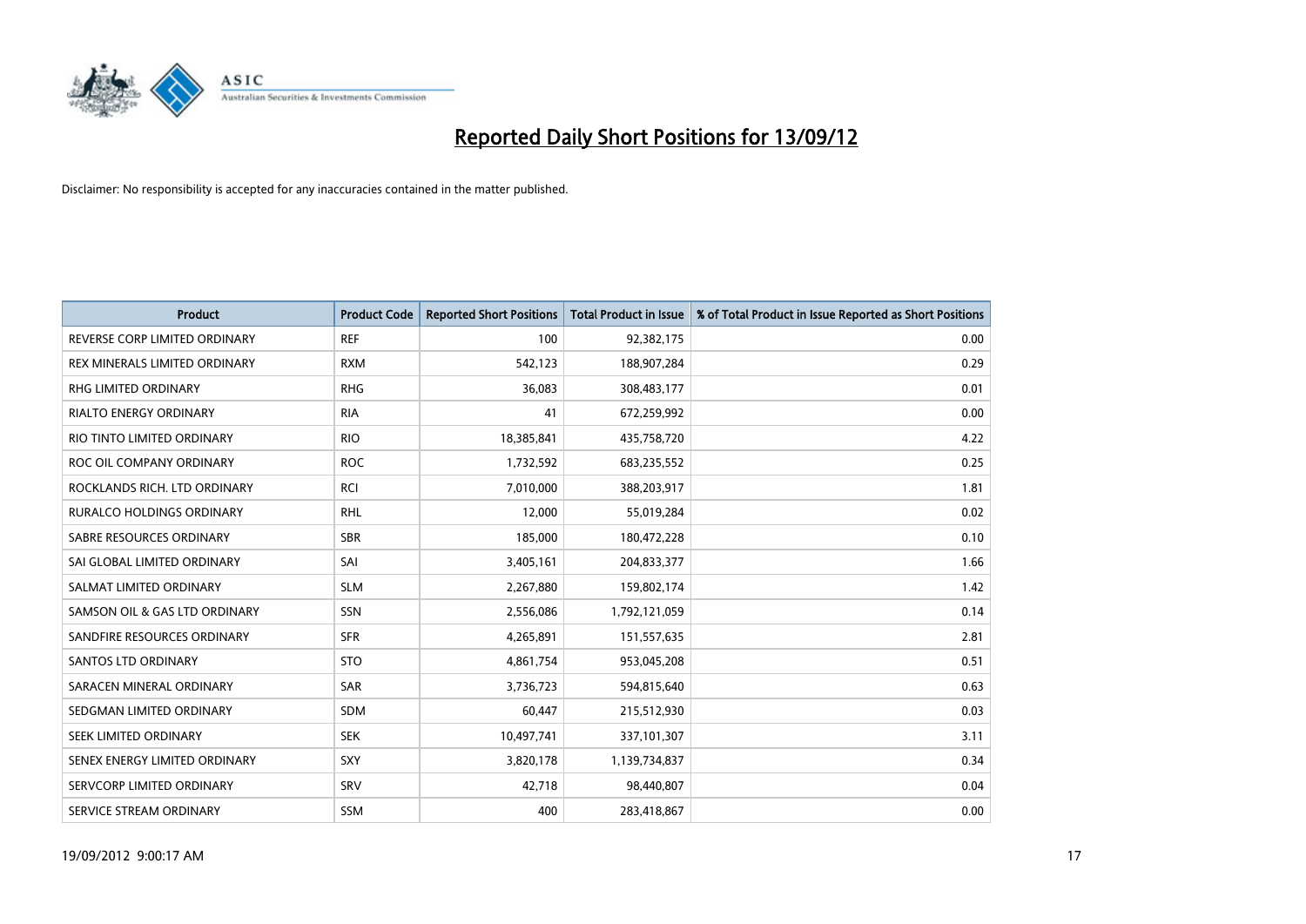# Reported Daily Short Positions for 13/09/12

Disclaimer: No responsibility is accepted for any inaccuracies contained in the matter published.

| Product | Product Code | Reported Short Positions | Total Product in Issue | % of Total Product in Issue Reported as Short Positions |
|---|---|---|---|---|
| REVERSE CORP LIMITED ORDINARY | REF | 100 | 92,382,175 | 0.00 |
| REX MINERALS LIMITED ORDINARY | RXM | 542,123 | 188,907,284 | 0.29 |
| RHG LIMITED ORDINARY | RHG | 36,083 | 308,483,177 | 0.01 |
| RIALTO ENERGY ORDINARY | RIA | 41 | 672,259,992 | 0.00 |
| RIO TINTO LIMITED ORDINARY | RIO | 18,385,841 | 435,758,720 | 4.22 |
| ROC OIL COMPANY ORDINARY | ROC | 1,732,592 | 683,235,552 | 0.25 |
| ROCKLANDS RICH. LTD ORDINARY | RCI | 7,010,000 | 388,203,917 | 1.81 |
| RURALCO HOLDINGS ORDINARY | RHL | 12,000 | 55,019,284 | 0.02 |
| SABRE RESOURCES ORDINARY | SBR | 185,000 | 180,472,228 | 0.10 |
| SAI GLOBAL LIMITED ORDINARY | SAI | 3,405,161 | 204,833,377 | 1.66 |
| SALMAT LIMITED ORDINARY | SLM | 2,267,880 | 159,802,174 | 1.42 |
| SAMSON OIL & GAS LTD ORDINARY | SSN | 2,556,086 | 1,792,121,059 | 0.14 |
| SANDFIRE RESOURCES ORDINARY | SFR | 4,265,891 | 151,557,635 | 2.81 |
| SANTOS LTD ORDINARY | STO | 4,861,754 | 953,045,208 | 0.51 |
| SARACEN MINERAL ORDINARY | SAR | 3,736,723 | 594,815,640 | 0.63 |
| SEDGMAN LIMITED ORDINARY | SDM | 60,447 | 215,512,930 | 0.03 |
| SEEK LIMITED ORDINARY | SEK | 10,497,741 | 337,101,307 | 3.11 |
| SENEX ENERGY LIMITED ORDINARY | SXY | 3,820,178 | 1,139,734,837 | 0.34 |
| SERVCORP LIMITED ORDINARY | SRV | 42,718 | 98,440,807 | 0.04 |
| SERVICE STREAM ORDINARY | SSM | 400 | 283,418,867 | 0.00 |

19/09/2012 9:00:17 AM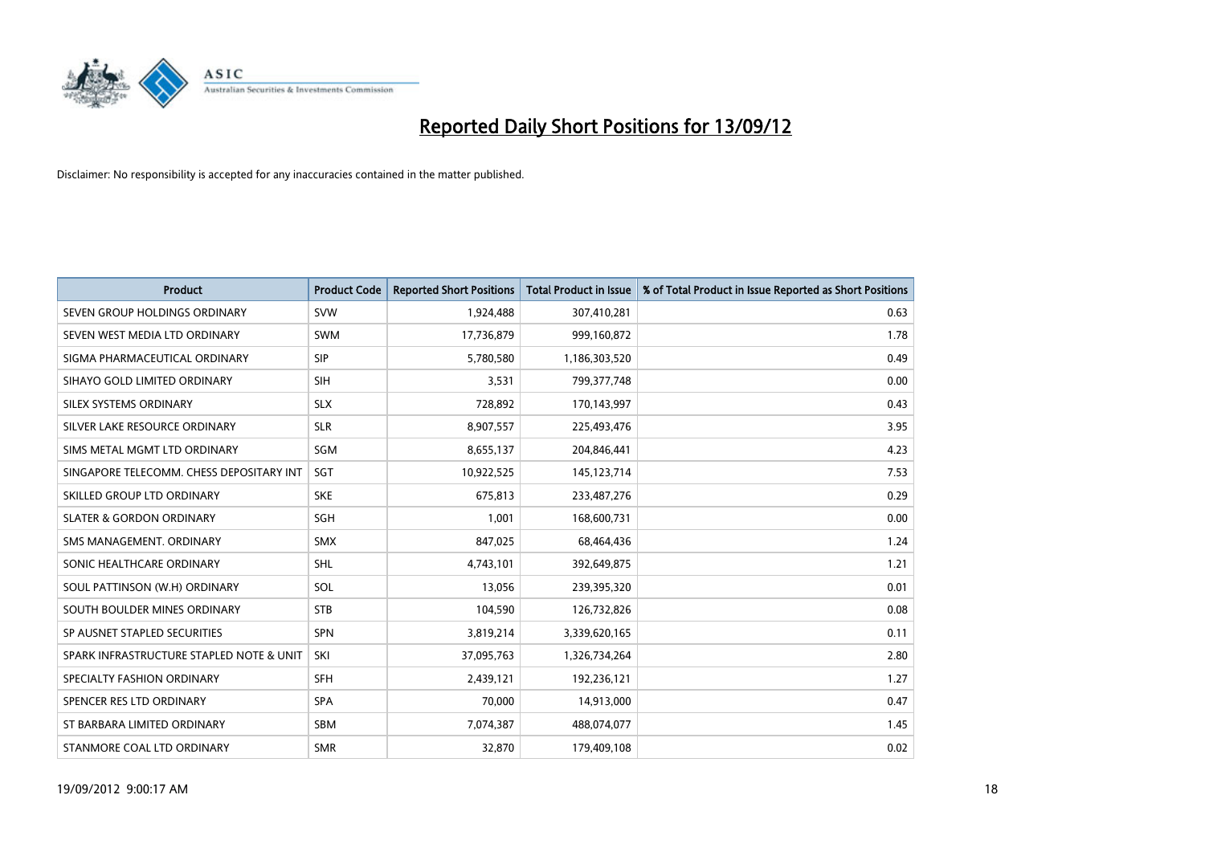# Reported Daily Short Positions for 13/09/12

Disclaimer: No responsibility is accepted for any inaccuracies contained in the matter published.

| Product | Product Code | Reported Short Positions | Total Product in Issue | % of Total Product in Issue Reported as Short Positions |
|---|---|---|---|---|
| SEVEN GROUP HOLDINGS ORDINARY | SVW | 1,924,488 | 307,410,281 | 0.63 |
| SEVEN WEST MEDIA LTD ORDINARY | SWM | 17,736,879 | 999,160,872 | 1.78 |
| SIGMA PHARMACEUTICAL ORDINARY | SIP | 5,780,580 | 1,186,303,520 | 0.49 |
| SIHAYO GOLD LIMITED ORDINARY | SIH | 3,531 | 799,377,748 | 0.00 |
| SILEX SYSTEMS ORDINARY | SLX | 728,892 | 170,143,997 | 0.43 |
| SILVER LAKE RESOURCE ORDINARY | SLR | 8,907,557 | 225,493,476 | 3.95 |
| SIMS METAL MGMT LTD ORDINARY | SGM | 8,655,137 | 204,846,441 | 4.23 |
| SINGAPORE TELECOMM. CHESS DEPOSITARY INT | SGT | 10,922,525 | 145,123,714 | 7.53 |
| SKILLED GROUP LTD ORDINARY | SKE | 675,813 | 233,487,276 | 0.29 |
| SLATER & GORDON ORDINARY | SGH | 1,001 | 168,600,731 | 0.00 |
| SMS MANAGEMENT. ORDINARY | SMX | 847,025 | 68,464,436 | 1.24 |
| SONIC HEALTHCARE ORDINARY | SHL | 4,743,101 | 392,649,875 | 1.21 |
| SOUL PATTINSON (W.H) ORDINARY | SOL | 13,056 | 239,395,320 | 0.01 |
| SOUTH BOULDER MINES ORDINARY | STB | 104,590 | 126,732,826 | 0.08 |
| SP AUSNET STAPLED SECURITIES | SPN | 3,819,214 | 3,339,620,165 | 0.11 |
| SPARK INFRASTRUCTURE STAPLED NOTE & UNIT | SKI | 37,095,763 | 1,326,734,264 | 2.80 |
| SPECIALTY FASHION ORDINARY | SFH | 2,439,121 | 192,236,121 | 1.27 |
| SPENCER RES LTD ORDINARY | SPA | 70,000 | 14,913,000 | 0.47 |
| ST BARBARA LIMITED ORDINARY | SBM | 7,074,387 | 488,074,077 | 1.45 |
| STANMORE COAL LTD ORDINARY | SMR | 32,870 | 179,409,108 | 0.02 |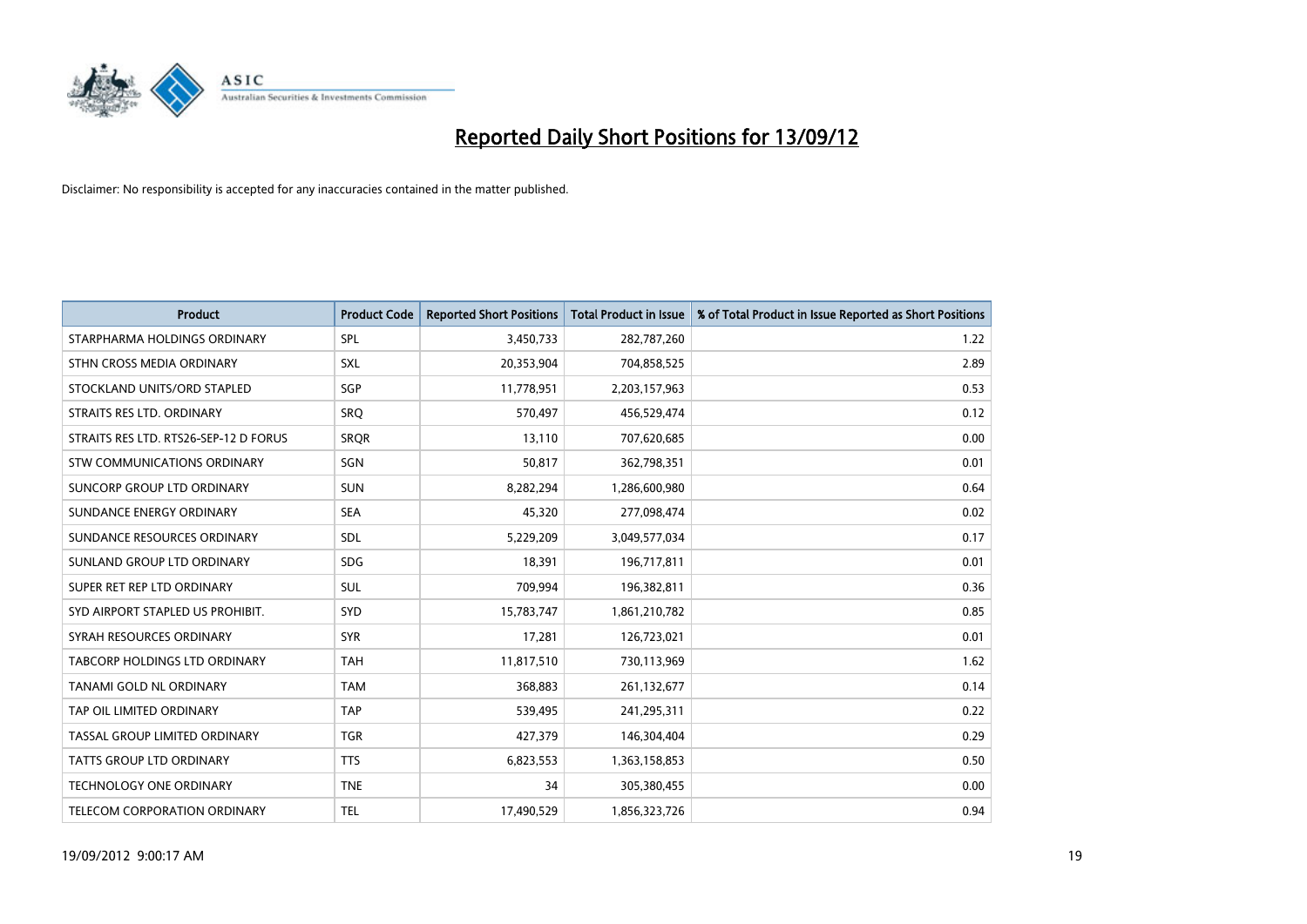# Reported Daily Short Positions for 13/09/12

Disclaimer: No responsibility is accepted for any inaccuracies contained in the matter published.

| Product | Product Code | Reported Short Positions | Total Product in Issue | % of Total Product in Issue Reported as Short Positions |
|---|---|---|---|---|
| STARPHARMA HOLDINGS ORDINARY | SPL | 3,450,733 | 282,787,260 | 1.22 |
| STHN CROSS MEDIA ORDINARY | SXL | 20,353,904 | 704,858,525 | 2.89 |
| STOCKLAND UNITS/ORD STAPLED | SGP | 11,778,951 | 2,203,157,963 | 0.53 |
| STRAITS RES LTD. ORDINARY | SRQ | 570,497 | 456,529,474 | 0.12 |
| STRAITS RES LTD. RTS26-SEP-12 D FORUS | SRQR | 13,110 | 707,620,685 | 0.00 |
| STW COMMUNICATIONS ORDINARY | SGN | 50,817 | 362,798,351 | 0.01 |
| SUNCORP GROUP LTD ORDINARY | SUN | 8,282,294 | 1,286,600,980 | 0.64 |
| SUNDANCE ENERGY ORDINARY | SEA | 45,320 | 277,098,474 | 0.02 |
| SUNDANCE RESOURCES ORDINARY | SDL | 5,229,209 | 3,049,577,034 | 0.17 |
| SUNLAND GROUP LTD ORDINARY | SDG | 18,391 | 196,717,811 | 0.01 |
| SUPER RET REP LTD ORDINARY | SUL | 709,994 | 196,382,811 | 0.36 |
| SYD AIRPORT STAPLED US PROHIBIT. | SYD | 15,783,747 | 1,861,210,782 | 0.85 |
| SYRAH RESOURCES ORDINARY | SYR | 17,281 | 126,723,021 | 0.01 |
| TABCORP HOLDINGS LTD ORDINARY | TAH | 11,817,510 | 730,113,969 | 1.62 |
| TANAMI GOLD NL ORDINARY | TAM | 368,883 | 261,132,677 | 0.14 |
| TAP OIL LIMITED ORDINARY | TAP | 539,495 | 241,295,311 | 0.22 |
| TASSAL GROUP LIMITED ORDINARY | TGR | 427,379 | 146,304,404 | 0.29 |
| TATTS GROUP LTD ORDINARY | TTS | 6,823,553 | 1,363,158,853 | 0.50 |
| TECHNOLOGY ONE ORDINARY | TNE | 34 | 305,380,455 | 0.00 |
| TELECOM CORPORATION ORDINARY | TEL | 17,490,529 | 1,856,323,726 | 0.94 |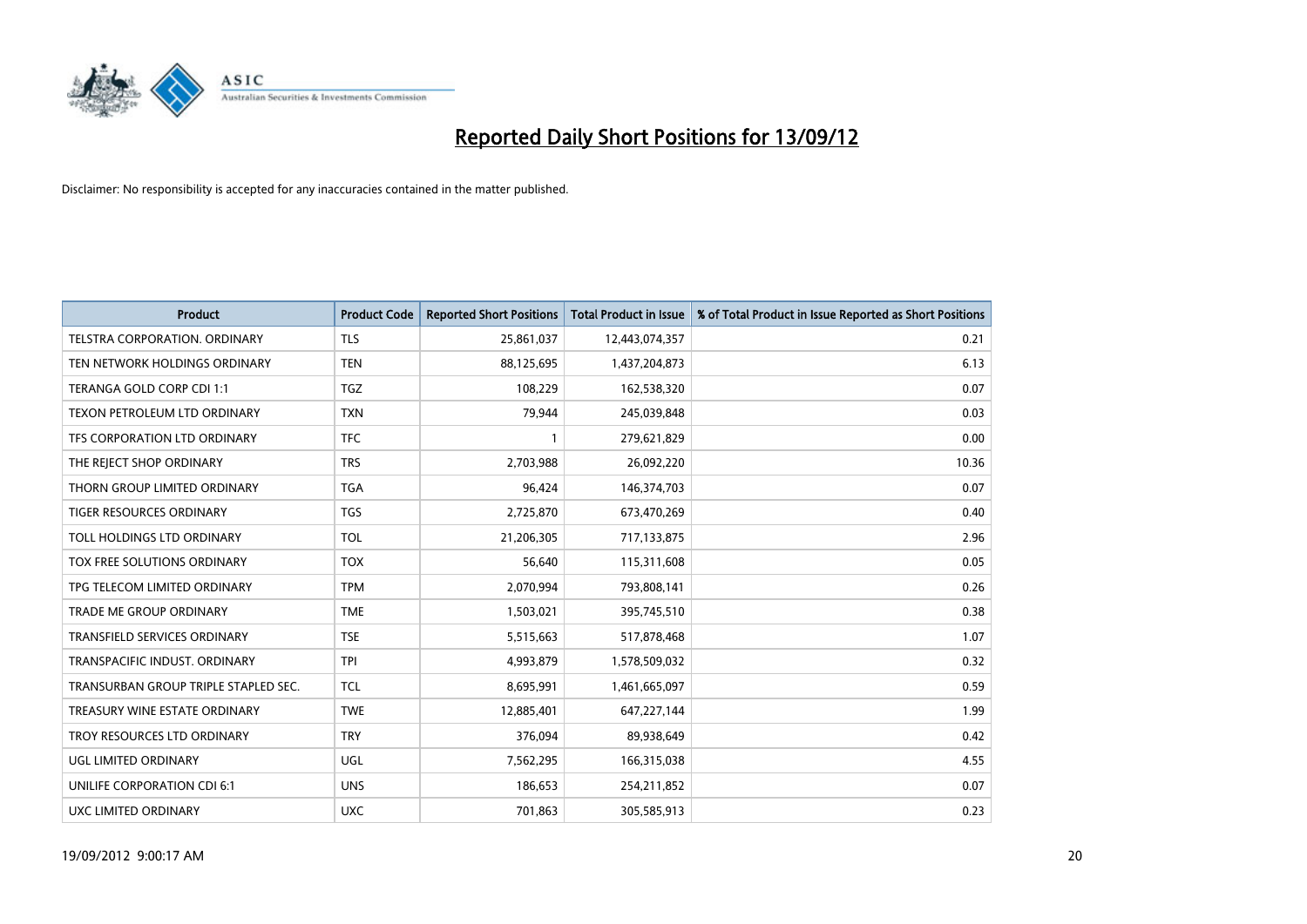# Reported Daily Short Positions for 13/09/12

Disclaimer: No responsibility is accepted for any inaccuracies contained in the matter published.

| Product | Product Code | Reported Short Positions | Total Product in Issue | % of Total Product in Issue Reported as Short Positions |
| --- | --- | --- | --- | --- |
| TELSTRA CORPORATION. ORDINARY | TLS | 25,861,037 | 12,443,074,357 | 0.21 |
| TEN NETWORK HOLDINGS ORDINARY | TEN | 88,125,695 | 1,437,204,873 | 6.13 |
| TERANGA GOLD CORP CDI 1:1 | TGZ | 108,229 | 162,538,320 | 0.07 |
| TEXON PETROLEUM LTD ORDINARY | TXN | 79,944 | 245,039,848 | 0.03 |
| TFS CORPORATION LTD ORDINARY | TFC | 1 | 279,621,829 | 0.00 |
| THE REJECT SHOP ORDINARY | TRS | 2,703,988 | 26,092,220 | 10.36 |
| THORN GROUP LIMITED ORDINARY | TGA | 96,424 | 146,374,703 | 0.07 |
| TIGER RESOURCES ORDINARY | TGS | 2,725,870 | 673,470,269 | 0.40 |
| TOLL HOLDINGS LTD ORDINARY | TOL | 21,206,305 | 717,133,875 | 2.96 |
| TOX FREE SOLUTIONS ORDINARY | TOX | 56,640 | 115,311,608 | 0.05 |
| TPG TELECOM LIMITED ORDINARY | TPM | 2,070,994 | 793,808,141 | 0.26 |
| TRADE ME GROUP ORDINARY | TME | 1,503,021 | 395,745,510 | 0.38 |
| TRANSFIELD SERVICES ORDINARY | TSE | 5,515,663 | 517,878,468 | 1.07 |
| TRANSPACIFIC INDUST. ORDINARY | TPI | 4,993,879 | 1,578,509,032 | 0.32 |
| TRANSURBAN GROUP TRIPLE STAPLED SEC. | TCL | 8,695,991 | 1,461,665,097 | 0.59 |
| TREASURY WINE ESTATE ORDINARY | TWE | 12,885,401 | 647,227,144 | 1.99 |
| TROY RESOURCES LTD ORDINARY | TRY | 376,094 | 89,938,649 | 0.42 |
| UGL LIMITED ORDINARY | UGL | 7,562,295 | 166,315,038 | 4.55 |
| UNILIFE CORPORATION CDI 6:1 | UNS | 186,653 | 254,211,852 | 0.07 |
| UXC LIMITED ORDINARY | UXC | 701,863 | 305,585,913 | 0.23 |

19/09/2012 9:00:17 AM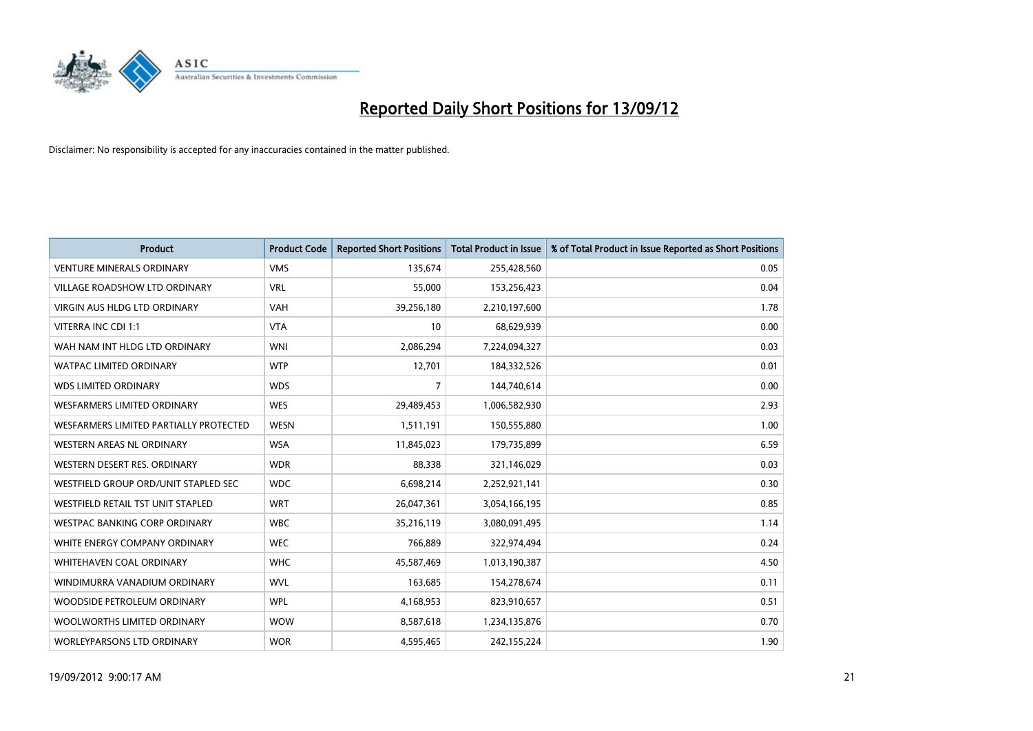# Reported Daily Short Positions for 13/09/12

Disclaimer: No responsibility is accepted for any inaccuracies contained in the matter published.

| Product | Product Code | Reported Short Positions | Total Product in Issue | % of Total Product in Issue Reported as Short Positions |
|---|---|---|---|---|
| VENTURE MINERALS ORDINARY | VMS | 135,674 | 255,428,560 | 0.05 |
| VILLAGE ROADSHOW LTD ORDINARY | VRL | 55,000 | 153,256,423 | 0.04 |
| VIRGIN AUS HLDG LTD ORDINARY | VAH | 39,256,180 | 2,210,197,600 | 1.78 |
| VITERRA INC CDI 1:1 | VTA | 10 | 68,629,939 | 0.00 |
| WAH NAM INT HLDG LTD ORDINARY | WNI | 2,086,294 | 7,224,094,327 | 0.03 |
| WATPAC LIMITED ORDINARY | WTP | 12,701 | 184,332,526 | 0.01 |
| WDS LIMITED ORDINARY | WDS | 7 | 144,740,614 | 0.00 |
| WESFARMERS LIMITED ORDINARY | WES | 29,489,453 | 1,006,582,930 | 2.93 |
| WESFARMERS LIMITED PARTIALLY PROTECTED | WESN | 1,511,191 | 150,555,880 | 1.00 |
| WESTERN AREAS NL ORDINARY | WSA | 11,845,023 | 179,735,899 | 6.59 |
| WESTERN DESERT RES. ORDINARY | WDR | 88,338 | 321,146,029 | 0.03 |
| WESTFIELD GROUP ORD/UNIT STAPLED SEC | WDC | 6,698,214 | 2,252,921,141 | 0.30 |
| WESTFIELD RETAIL TST UNIT STAPLED | WRT | 26,047,361 | 3,054,166,195 | 0.85 |
| WESTPAC BANKING CORP ORDINARY | WBC | 35,216,119 | 3,080,091,495 | 1.14 |
| WHITE ENERGY COMPANY ORDINARY | WEC | 766,889 | 322,974,494 | 0.24 |
| WHITEHAVEN COAL ORDINARY | WHC | 45,587,469 | 1,013,190,387 | 4.50 |
| WINDIMURRA VANADIUM ORDINARY | WVL | 163,685 | 154,278,674 | 0.11 |
| WOODSIDE PETROLEUM ORDINARY | WPL | 4,168,953 | 823,910,657 | 0.51 |
| WOOLWORTHS LIMITED ORDINARY | WOW | 8,587,618 | 1,234,135,876 | 0.70 |
| WORLEYPARSONS LTD ORDINARY | WOR | 4,595,465 | 242,155,224 | 1.90 |

19/09/2012 9:00:17 AM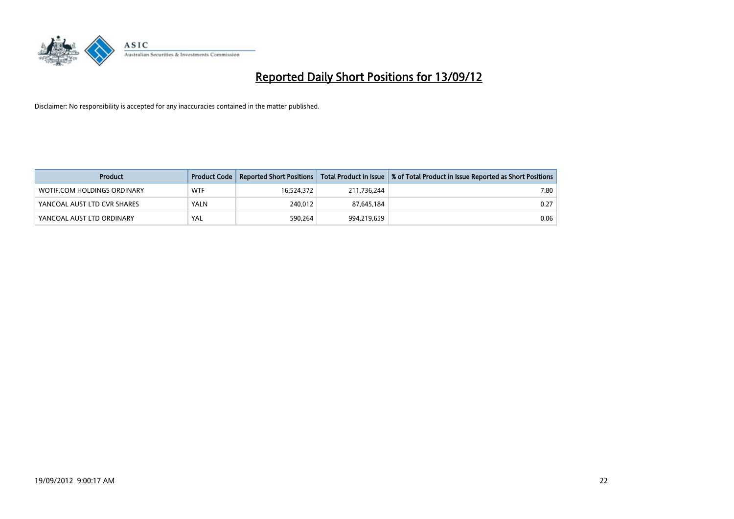# Reported Daily Short Positions for 13/09/12

Disclaimer: No responsibility is accepted for any inaccuracies contained in the matter published.

| Product | Product Code | Reported Short Positions | Total Product in Issue | % of Total Product in Issue Reported as Short Positions |
|---|---|---|---|---|
| WOTIF.COM HOLDINGS ORDINARY | WTF | 16,524,372 | 211,736,244 | 7.80 |
| YANCOAL AUST LTD CVR SHARES | YALN | 240,012 | 87,645,184 | 0.27 |
| YANCOAL AUST LTD ORDINARY | YAL | 590,264 | 994,219,659 | 0.06 |

19/09/2012 9:00:17 AM